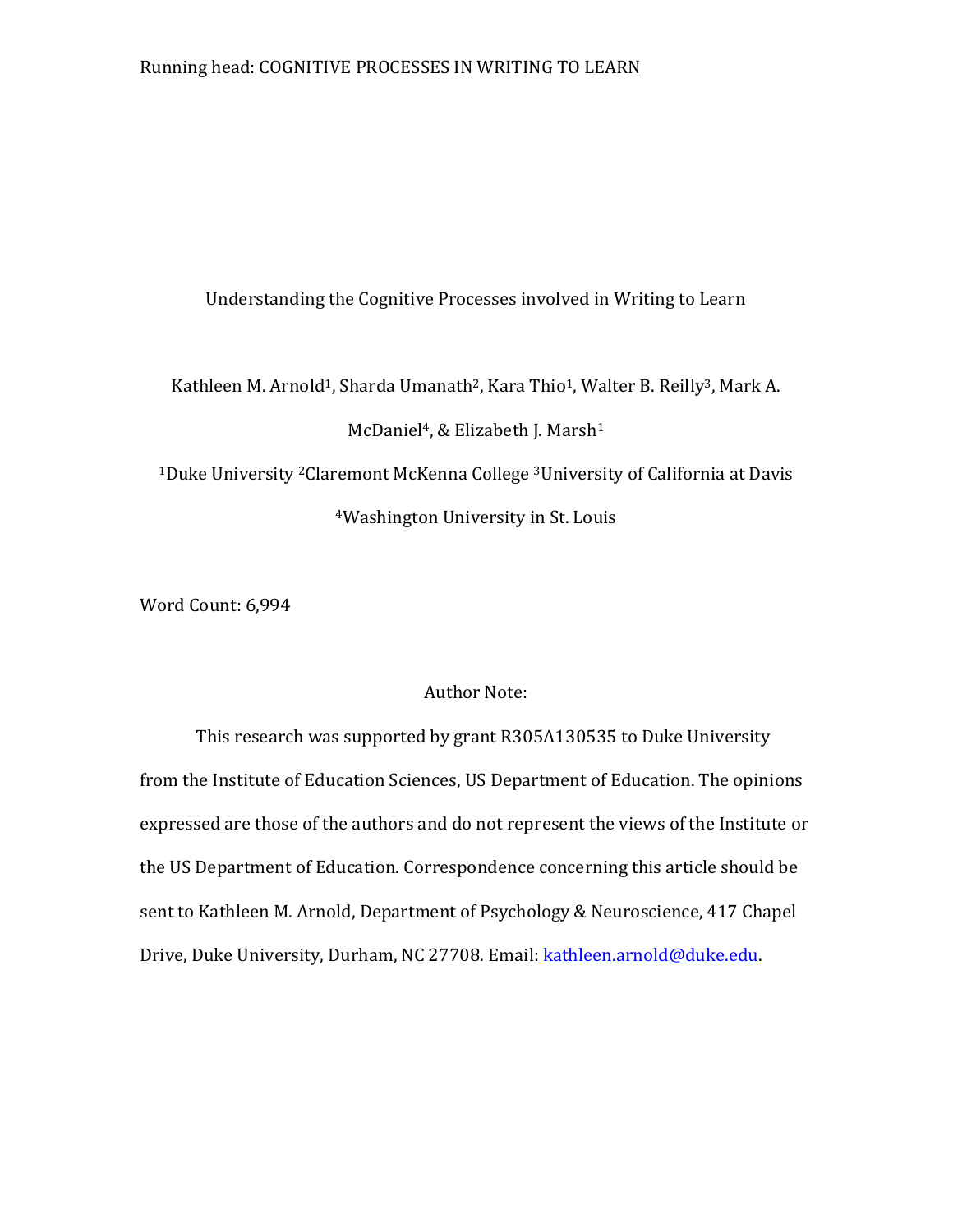# Understanding the Cognitive Processes involved in Writing to Learn

Kathleen M. Arnold[1], Sharda Umanath[2], Kara Thio[1], Walter B. Reilly[3], Mark A. McDaniel[4], & Elizabeth J. Marsh[1]

[1]Duke University [2]Claremont McKenna College [3]University of California at Davis

[4]Washington University in St. Louis

Word Count: 6,994

Author Note:

This research was supported by grant R305A130535 to Duke University from the Institute of Education Sciences, US Department of Education. The opinions expressed are those of the authors and do not represent the views of the Institute or the US Department of Education. Correspondence concerning this article should be sent to Kathleen M. Arnold, Department of Psychology & Neuroscience, 417 Chapel Drive, Duke University, Durham, NC 27708. Email: kathleen.arnold@duke.edu.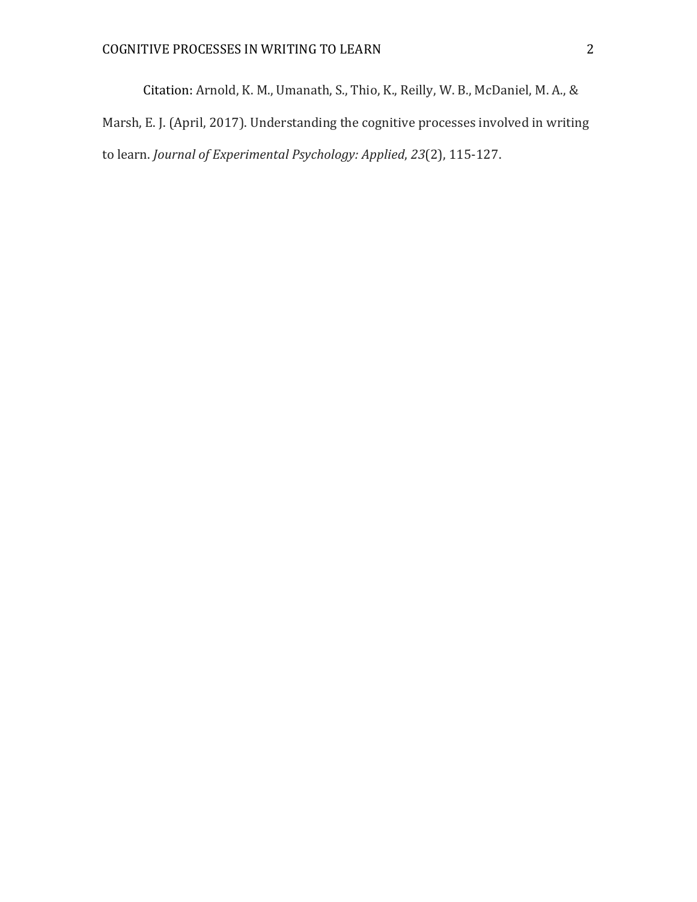Citation: Arnold, K. M., Umanath, S., Thio, K., Reilly, W. B., McDaniel, M. A., & Marsh, E. J. (April, 2017). Understanding the cognitive processes involved in writing to learn. *Journal of Experimental Psychology: Applied*, *23*(2), 115-127.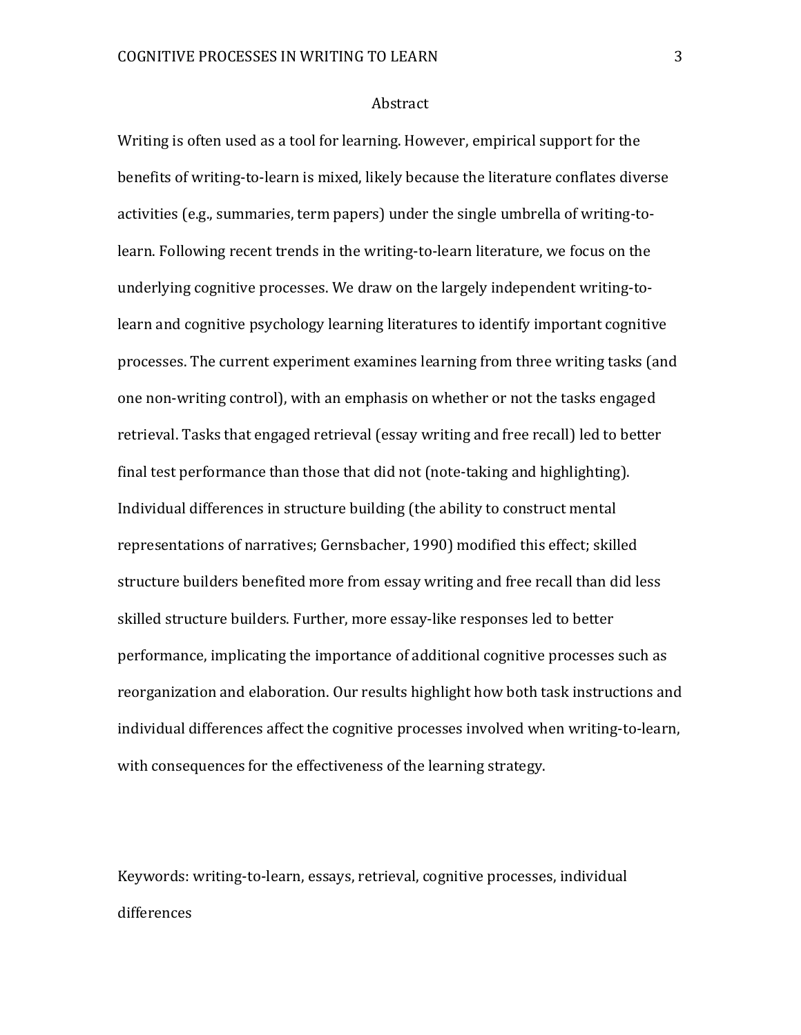# Abstract

Writing is often used as a tool for learning. However, empirical support for the benefits of writing-to-learn is mixed, likely because the literature conflates diverse activities (e.g., summaries, term papers) under the single umbrella of writing-to-learn. Following recent trends in the writing-to-learn literature, we focus on the underlying cognitive processes. We draw on the largely independent writing-to-learn and cognitive psychology learning literatures to identify important cognitive processes. The current experiment examines learning from three writing tasks (and one non-writing control), with an emphasis on whether or not the tasks engaged retrieval. Tasks that engaged retrieval (essay writing and free recall) led to better final test performance than those that did not (note-taking and highlighting). Individual differences in structure building (the ability to construct mental representations of narratives; Gernsbacher, 1990) modified this effect; skilled structure builders benefited more from essay writing and free recall than did less skilled structure builders. Further, more essay-like responses led to better performance, implicating the importance of additional cognitive processes such as reorganization and elaboration. Our results highlight how both task instructions and individual differences affect the cognitive processes involved when writing-to-learn, with consequences for the effectiveness of the learning strategy.

Keywords: writing-to-learn, essays, retrieval, cognitive processes, individual differences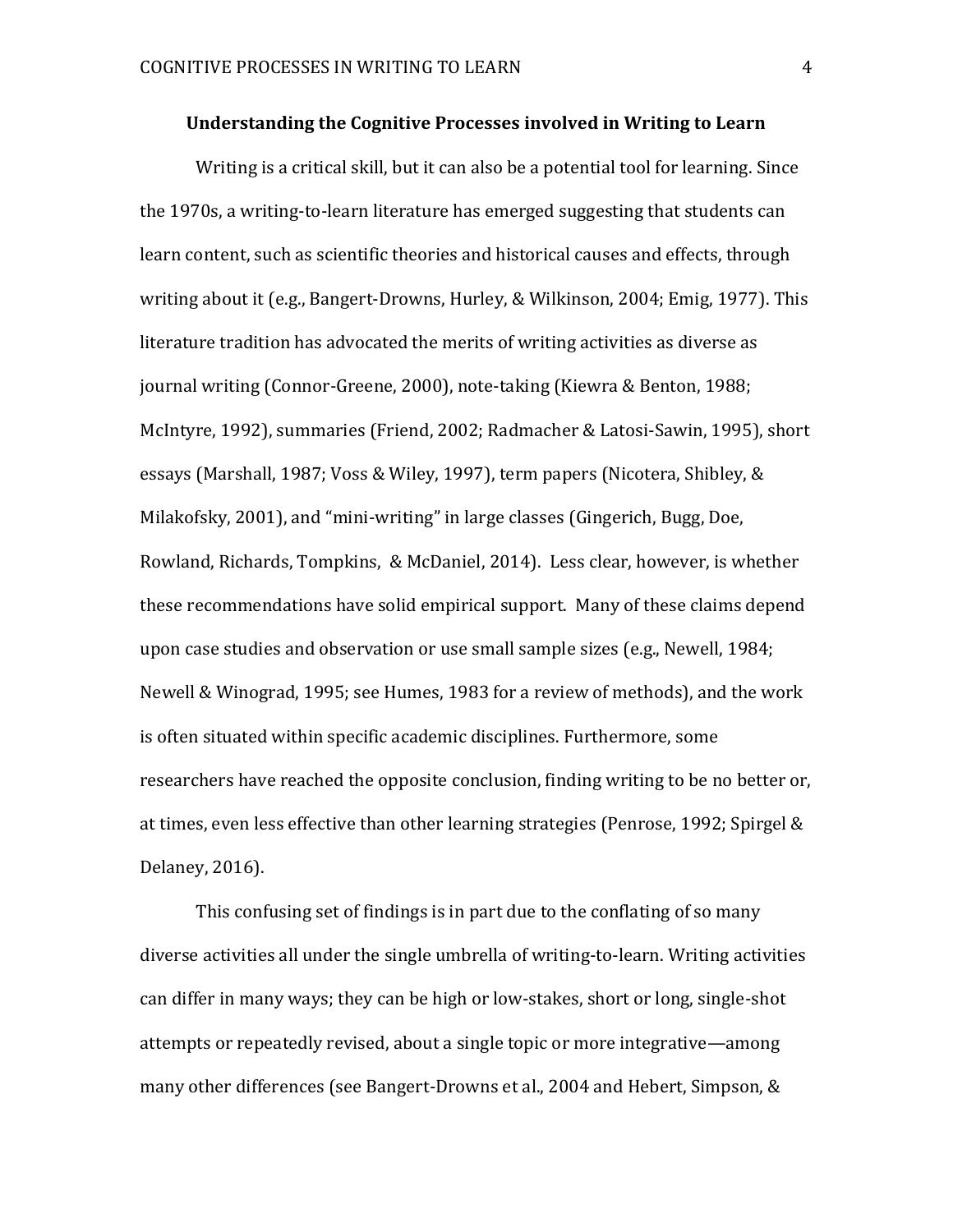## Understanding the Cognitive Processes involved in Writing to Learn

Writing is a critical skill, but it can also be a potential tool for learning. Since the 1970s, a writing-to-learn literature has emerged suggesting that students can learn content, such as scientific theories and historical causes and effects, through writing about it (e.g., Bangert-Drowns, Hurley, & Wilkinson, 2004; Emig, 1977). This literature tradition has advocated the merits of writing activities as diverse as journal writing (Connor-Greene, 2000), note-taking (Kiewra & Benton, 1988; McIntyre, 1992), summaries (Friend, 2002; Radmacher & Latosi-Sawin, 1995), short essays (Marshall, 1987; Voss & Wiley, 1997), term papers (Nicotera, Shibley, & Milakofsky, 2001), and "mini-writing" in large classes (Gingerich, Bugg, Doe, Rowland, Richards, Tompkins, & McDaniel, 2014). Less clear, however, is whether these recommendations have solid empirical support. Many of these claims depend upon case studies and observation or use small sample sizes (e.g., Newell, 1984; Newell & Winograd, 1995; see Humes, 1983 for a review of methods), and the work is often situated within specific academic disciplines. Furthermore, some researchers have reached the opposite conclusion, finding writing to be no better or, at times, even less effective than other learning strategies (Penrose, 1992; Spirgel & Delaney, 2016).

This confusing set of findings is in part due to the conflating of so many diverse activities all under the single umbrella of writing-to-learn. Writing activities can differ in many ways; they can be high or low-stakes, short or long, single-shot attempts or repeatedly revised, about a single topic or more integrative—among many other differences (see Bangert-Drowns et al., 2004 and Hebert, Simpson, &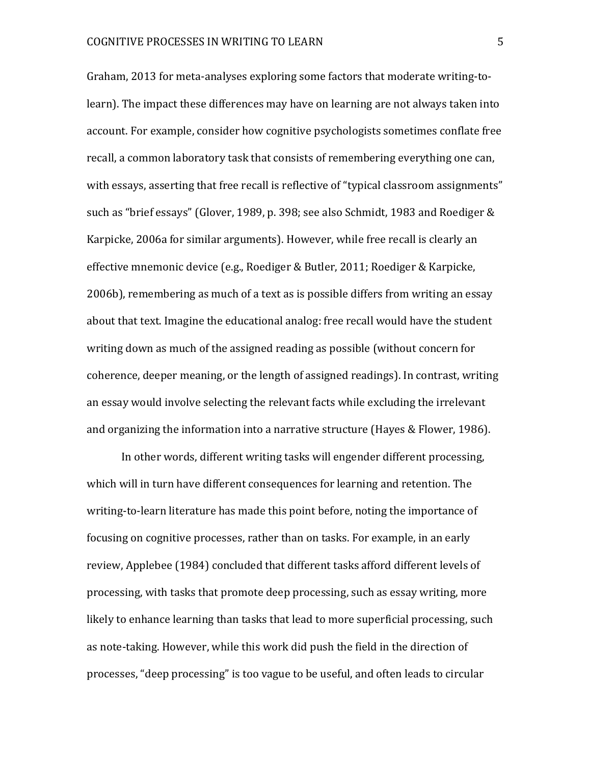Graham, 2013 for meta-analyses exploring some factors that moderate writing-to-learn). The impact these differences may have on learning are not always taken into account. For example, consider how cognitive psychologists sometimes conflate free recall, a common laboratory task that consists of remembering everything one can, with essays, asserting that free recall is reflective of "typical classroom assignments" such as "brief essays" (Glover, 1989, p. 398; see also Schmidt, 1983 and Roediger & Karpicke, 2006a for similar arguments). However, while free recall is clearly an effective mnemonic device (e.g., Roediger & Butler, 2011; Roediger & Karpicke, 2006b), remembering as much of a text as is possible differs from writing an essay about that text. Imagine the educational analog: free recall would have the student writing down as much of the assigned reading as possible (without concern for coherence, deeper meaning, or the length of assigned readings). In contrast, writing an essay would involve selecting the relevant facts while excluding the irrelevant and organizing the information into a narrative structure (Hayes & Flower, 1986).

In other words, different writing tasks will engender different processing, which will in turn have different consequences for learning and retention. The writing-to-learn literature has made this point before, noting the importance of focusing on cognitive processes, rather than on tasks. For example, in an early review, Applebee (1984) concluded that different tasks afford different levels of processing, with tasks that promote deep processing, such as essay writing, more likely to enhance learning than tasks that lead to more superficial processing, such as note-taking. However, while this work did push the field in the direction of processes, "deep processing" is too vague to be useful, and often leads to circular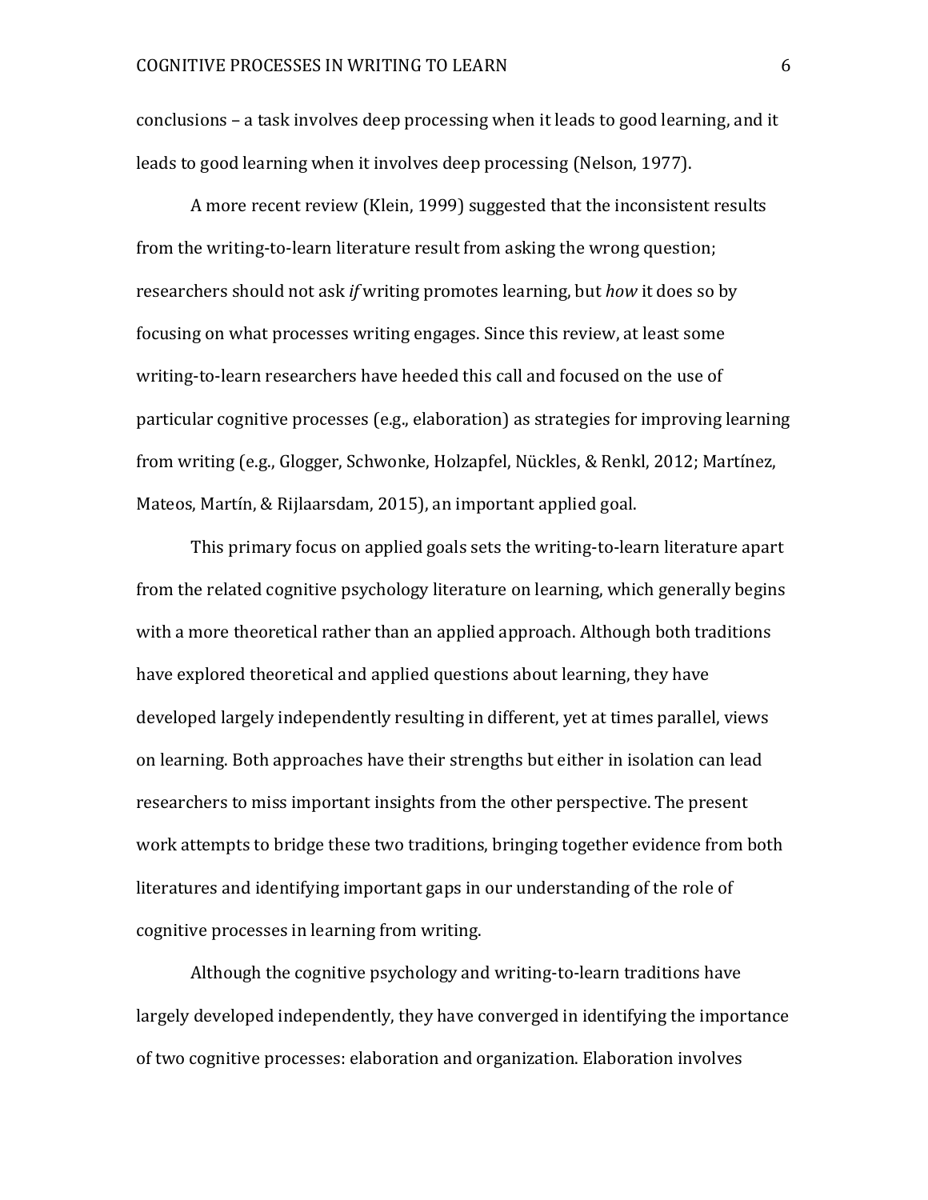conclusions – a task involves deep processing when it leads to good learning, and it leads to good learning when it involves deep processing (Nelson, 1977).

A more recent review (Klein, 1999) suggested that the inconsistent results from the writing-to-learn literature result from asking the wrong question; researchers should not ask *if* writing promotes learning, but *how* it does so by focusing on what processes writing engages. Since this review, at least some writing-to-learn researchers have heeded this call and focused on the use of particular cognitive processes (e.g., elaboration) as strategies for improving learning from writing (e.g., Glogger, Schwonke, Holzapfel, Nückles, & Renkl, 2012; Martínez, Mateos, Martín, & Rijlaarsdam, 2015), an important applied goal.

This primary focus on applied goals sets the writing-to-learn literature apart from the related cognitive psychology literature on learning, which generally begins with a more theoretical rather than an applied approach. Although both traditions have explored theoretical and applied questions about learning, they have developed largely independently resulting in different, yet at times parallel, views on learning. Both approaches have their strengths but either in isolation can lead researchers to miss important insights from the other perspective. The present work attempts to bridge these two traditions, bringing together evidence from both literatures and identifying important gaps in our understanding of the role of cognitive processes in learning from writing.

Although the cognitive psychology and writing-to-learn traditions have largely developed independently, they have converged in identifying the importance of two cognitive processes: elaboration and organization. Elaboration involves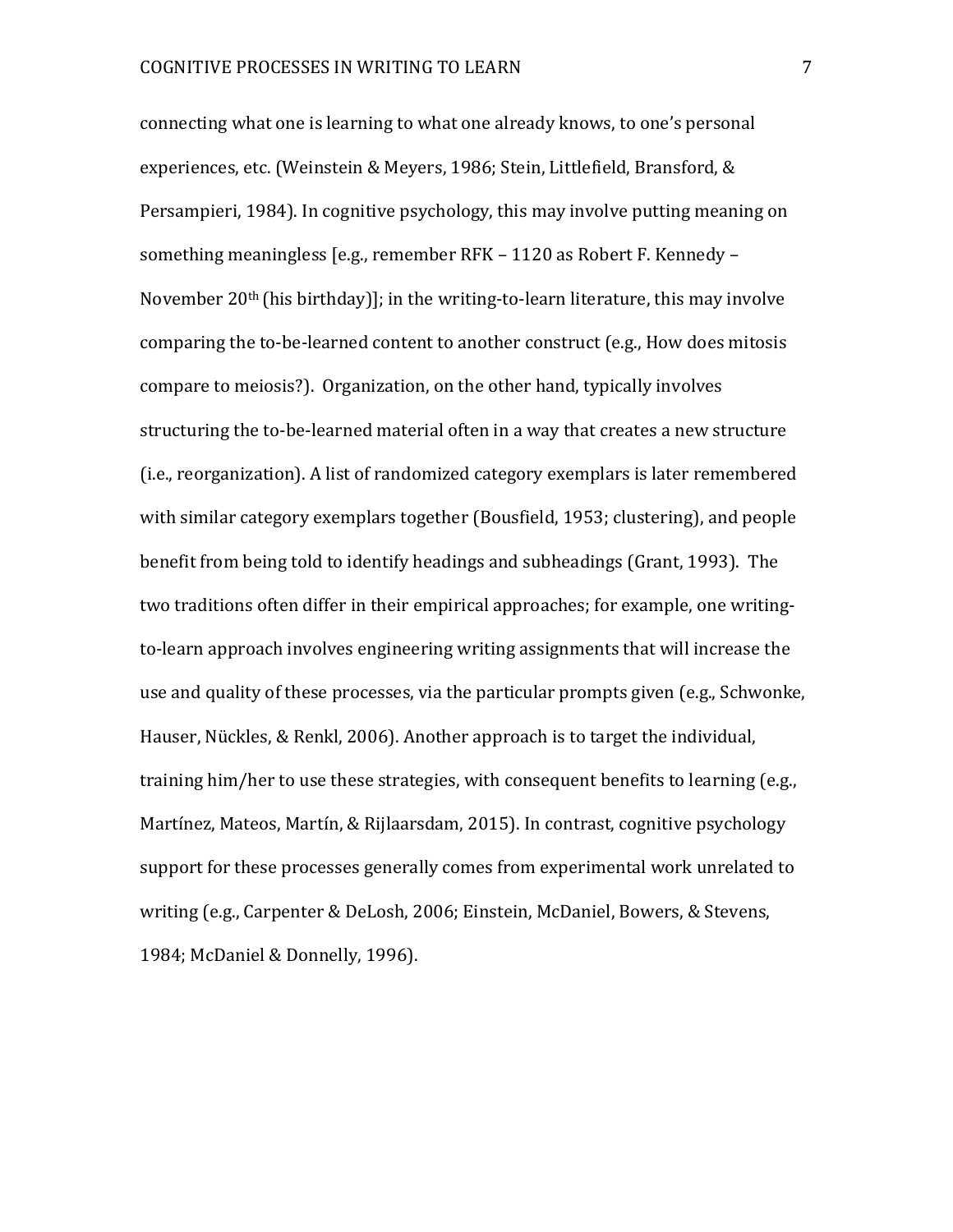connecting what one is learning to what one already knows, to one's personal experiences, etc. (Weinstein & Meyers, 1986; Stein, Littlefield, Bransford, & Persampieri, 1984). In cognitive psychology, this may involve putting meaning on something meaningless [e.g., remember RFK – 1120 as Robert F. Kennedy – November 20th (his birthday)]; in the writing-to-learn literature, this may involve comparing the to-be-learned content to another construct (e.g., How does mitosis compare to meiosis?). Organization, on the other hand, typically involves structuring the to-be-learned material often in a way that creates a new structure (i.e., reorganization). A list of randomized category exemplars is later remembered with similar category exemplars together (Bousfield, 1953; clustering), and people benefit from being told to identify headings and subheadings (Grant, 1993). The two traditions often differ in their empirical approaches; for example, one writing-to-learn approach involves engineering writing assignments that will increase the use and quality of these processes, via the particular prompts given (e.g., Schwonke, Hauser, Nückles, & Renkl, 2006). Another approach is to target the individual, training him/her to use these strategies, with consequent benefits to learning (e.g., Martínez, Mateos, Martín, & Rijlaarsdam, 2015). In contrast, cognitive psychology support for these processes generally comes from experimental work unrelated to writing (e.g., Carpenter & DeLosh, 2006; Einstein, McDaniel, Bowers, & Stevens, 1984; McDaniel & Donnelly, 1996).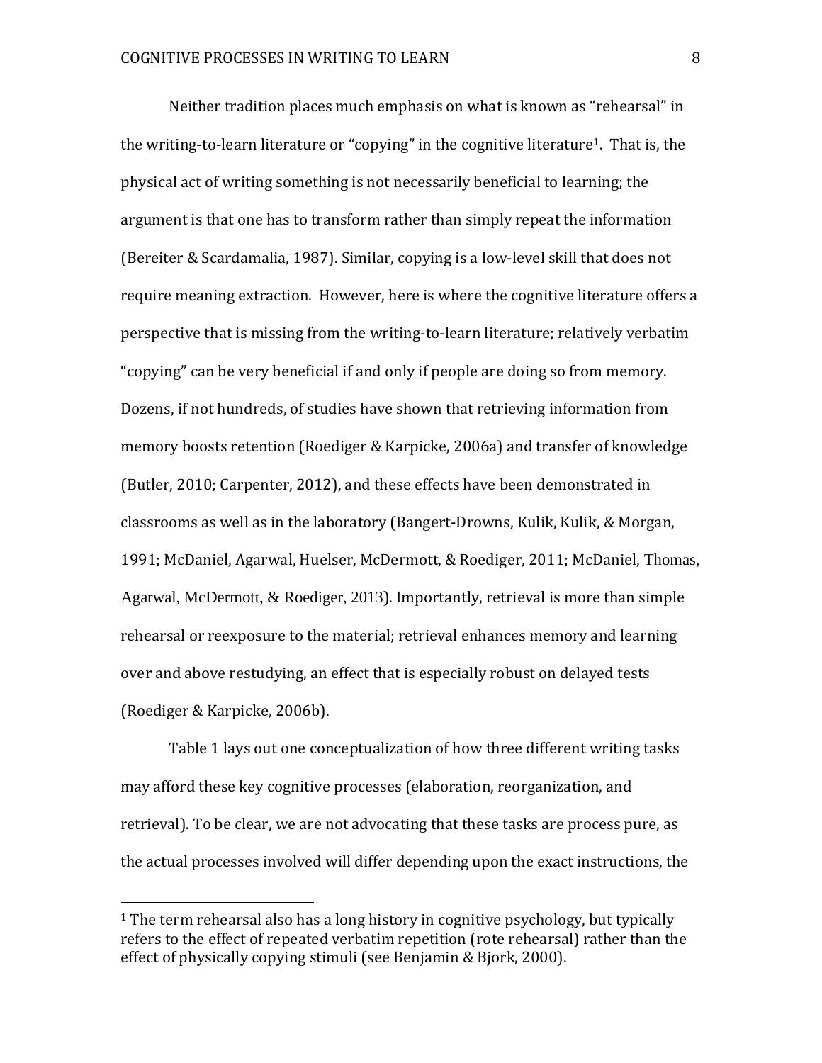Neither tradition places much emphasis on what is known as "rehearsal" in the writing-to-learn literature or "copying" in the cognitive literature[1]. That is, the physical act of writing something is not necessarily beneficial to learning; the argument is that one has to transform rather than simply repeat the information (Bereiter & Scardamalia, 1987). Similar, copying is a low-level skill that does not require meaning extraction. However, here is where the cognitive literature offers a perspective that is missing from the writing-to-learn literature; relatively verbatim "copying" can be very beneficial if and only if people are doing so from memory. Dozens, if not hundreds, of studies have shown that retrieving information from memory boosts retention (Roediger & Karpicke, 2006a) and transfer of knowledge (Butler, 2010; Carpenter, 2012), and these effects have been demonstrated in classrooms as well as in the laboratory (Bangert-Drowns, Kulik, Kulik, & Morgan, 1991; McDaniel, Agarwal, Huelser, McDermott, & Roediger, 2011; McDaniel, Thomas, Agarwal, McDermott, & Roediger, 2013). Importantly, retrieval is more than simple rehearsal or reexposure to the material; retrieval enhances memory and learning over and above restudying, an effect that is especially robust on delayed tests (Roediger & Karpicke, 2006b).

Table 1 lays out one conceptualization of how three different writing tasks may afford these key cognitive processes (elaboration, reorganization, and retrieval). To be clear, we are not advocating that these tasks are process pure, as the actual processes involved will differ depending upon the exact instructions, the

[1] The term rehearsal also has a long history in cognitive psychology, but typically refers to the effect of repeated verbatim repetition (rote rehearsal) rather than the effect of physically copying stimuli (see Benjamin & Bjork, 2000).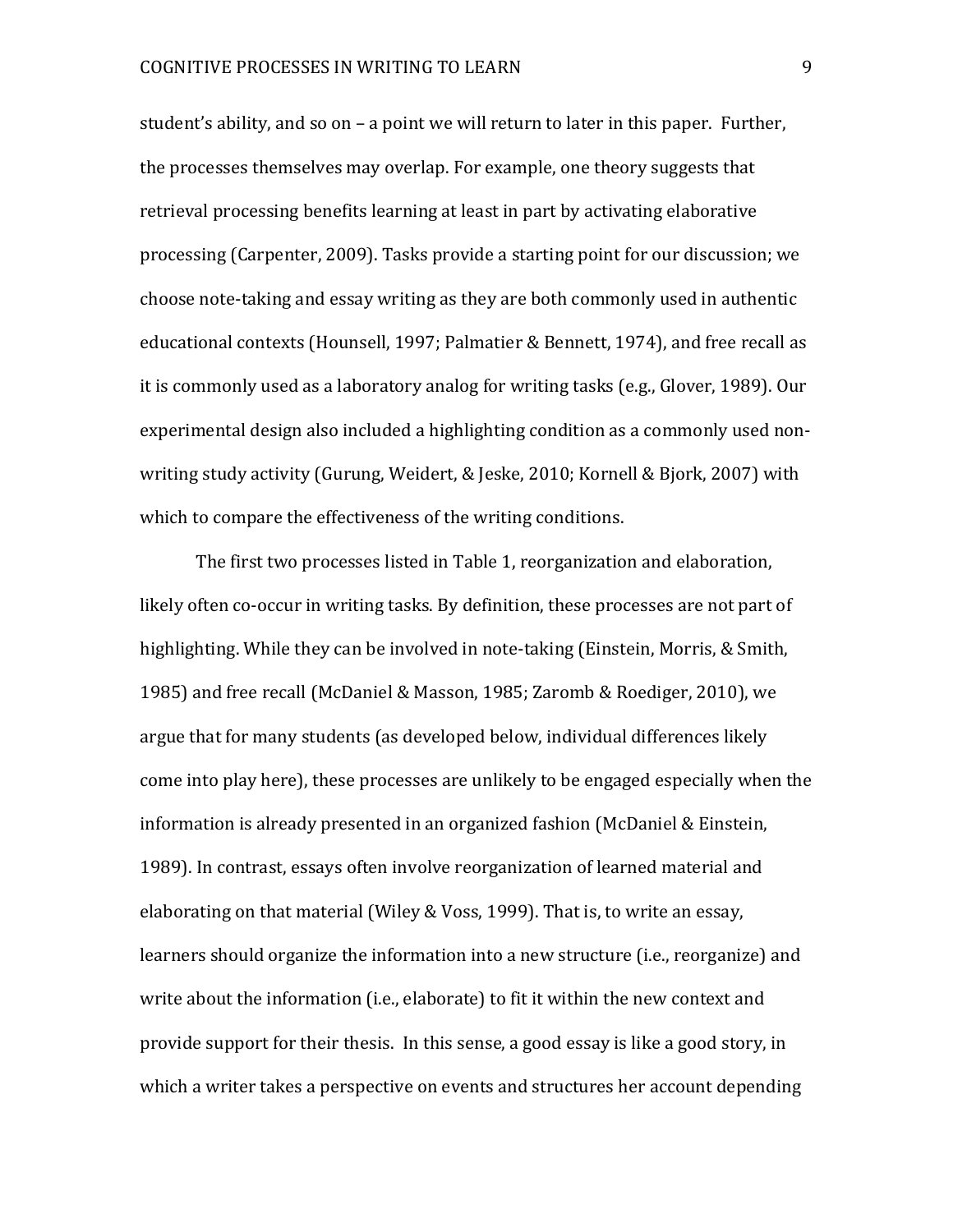student's ability, and so on – a point we will return to later in this paper. Further, the processes themselves may overlap. For example, one theory suggests that retrieval processing benefits learning at least in part by activating elaborative processing (Carpenter, 2009). Tasks provide a starting point for our discussion; we choose note-taking and essay writing as they are both commonly used in authentic educational contexts (Hounsell, 1997; Palmatier & Bennett, 1974), and free recall as it is commonly used as a laboratory analog for writing tasks (e.g., Glover, 1989). Our experimental design also included a highlighting condition as a commonly used non-writing study activity (Gurung, Weidert, & Jeske, 2010; Kornell & Bjork, 2007) with which to compare the effectiveness of the writing conditions.

The first two processes listed in Table 1, reorganization and elaboration, likely often co-occur in writing tasks. By definition, these processes are not part of highlighting. While they can be involved in note-taking (Einstein, Morris, & Smith, 1985) and free recall (McDaniel & Masson, 1985; Zaromb & Roediger, 2010), we argue that for many students (as developed below, individual differences likely come into play here), these processes are unlikely to be engaged especially when the information is already presented in an organized fashion (McDaniel & Einstein, 1989). In contrast, essays often involve reorganization of learned material and elaborating on that material (Wiley & Voss, 1999). That is, to write an essay, learners should organize the information into a new structure (i.e., reorganize) and write about the information (i.e., elaborate) to fit it within the new context and provide support for their thesis. In this sense, a good essay is like a good story, in which a writer takes a perspective on events and structures her account depending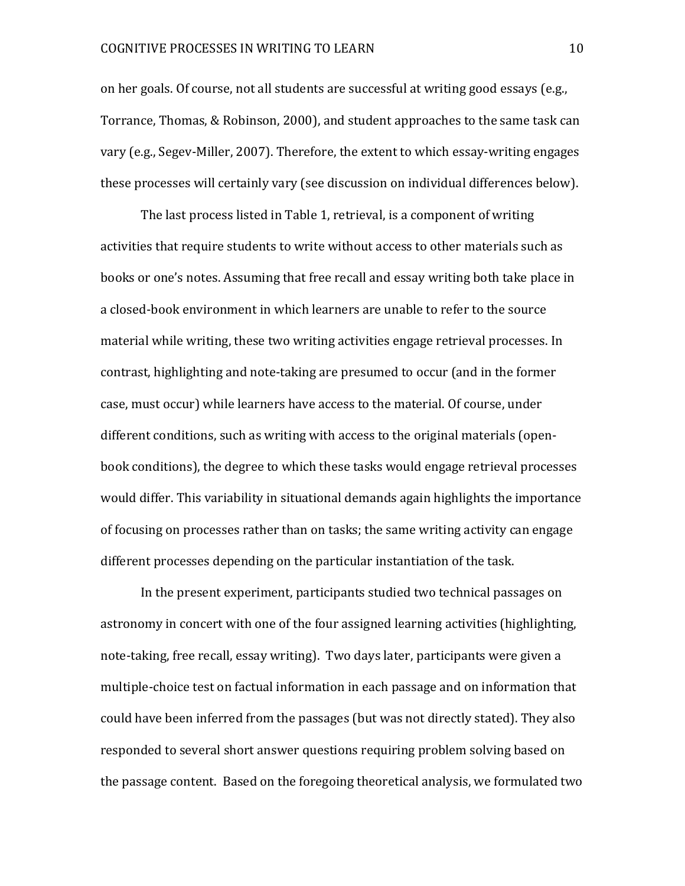on her goals. Of course, not all students are successful at writing good essays (e.g., Torrance, Thomas, & Robinson, 2000), and student approaches to the same task can vary (e.g., Segev-Miller, 2007). Therefore, the extent to which essay-writing engages these processes will certainly vary (see discussion on individual differences below).

The last process listed in Table 1, retrieval, is a component of writing activities that require students to write without access to other materials such as books or one's notes. Assuming that free recall and essay writing both take place in a closed-book environment in which learners are unable to refer to the source material while writing, these two writing activities engage retrieval processes. In contrast, highlighting and note-taking are presumed to occur (and in the former case, must occur) while learners have access to the material. Of course, under different conditions, such as writing with access to the original materials (open-book conditions), the degree to which these tasks would engage retrieval processes would differ. This variability in situational demands again highlights the importance of focusing on processes rather than on tasks; the same writing activity can engage different processes depending on the particular instantiation of the task.

In the present experiment, participants studied two technical passages on astronomy in concert with one of the four assigned learning activities (highlighting, note-taking, free recall, essay writing). Two days later, participants were given a multiple-choice test on factual information in each passage and on information that could have been inferred from the passages (but was not directly stated). They also responded to several short answer questions requiring problem solving based on the passage content. Based on the foregoing theoretical analysis, we formulated two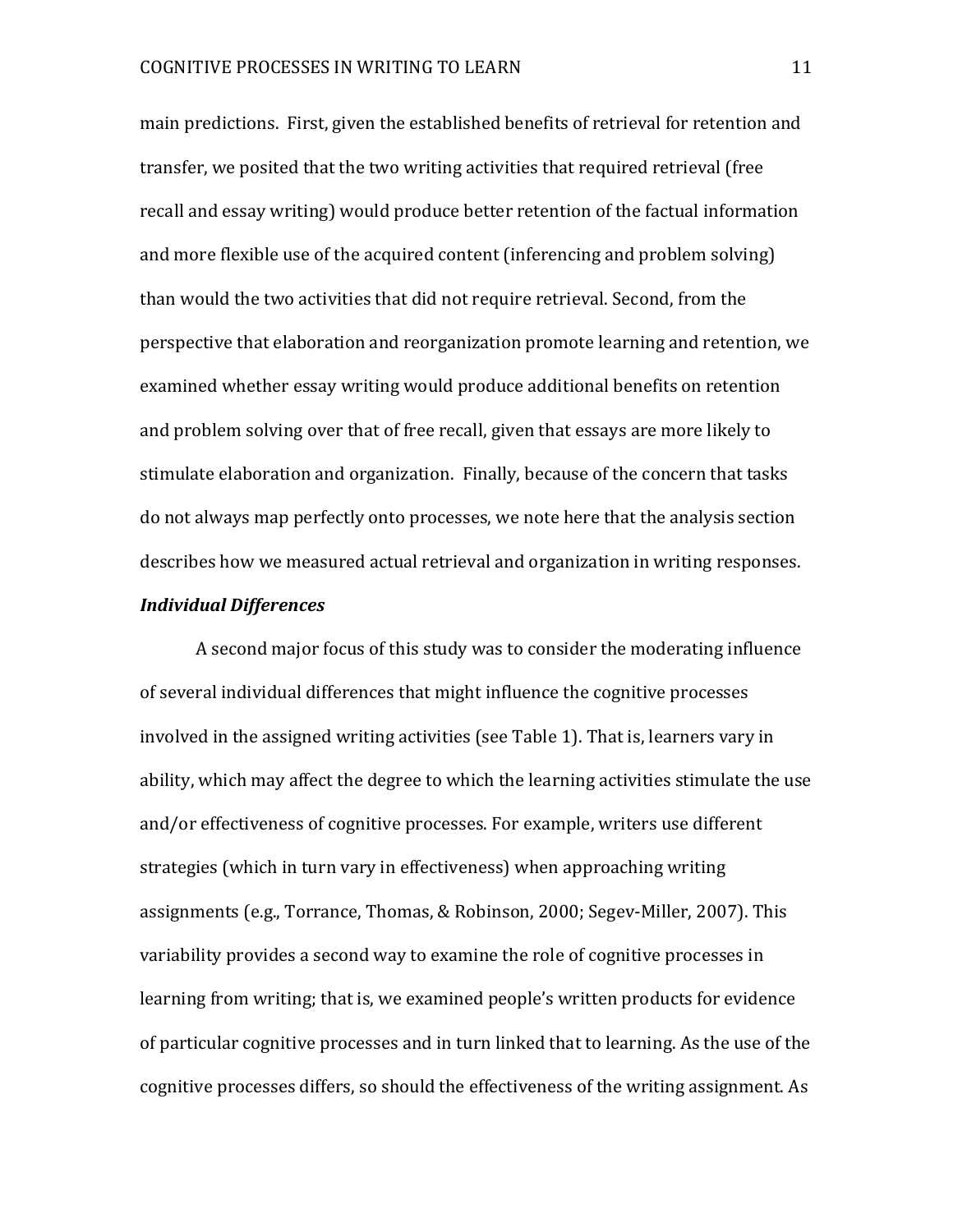main predictions. First, given the established benefits of retrieval for retention and transfer, we posited that the two writing activities that required retrieval (free recall and essay writing) would produce better retention of the factual information and more flexible use of the acquired content (inferencing and problem solving) than would the two activities that did not require retrieval. Second, from the perspective that elaboration and reorganization promote learning and retention, we examined whether essay writing would produce additional benefits on retention and problem solving over that of free recall, given that essays are more likely to stimulate elaboration and organization. Finally, because of the concern that tasks do not always map perfectly onto processes, we note here that the analysis section describes how we measured actual retrieval and organization in writing responses.

### ***Individual Differences***

A second major focus of this study was to consider the moderating influence of several individual differences that might influence the cognitive processes involved in the assigned writing activities (see Table 1). That is, learners vary in ability, which may affect the degree to which the learning activities stimulate the use and/or effectiveness of cognitive processes. For example, writers use different strategies (which in turn vary in effectiveness) when approaching writing assignments (e.g., Torrance, Thomas, & Robinson, 2000; Segev-Miller, 2007). This variability provides a second way to examine the role of cognitive processes in learning from writing; that is, we examined people's written products for evidence of particular cognitive processes and in turn linked that to learning. As the use of the cognitive processes differs, so should the effectiveness of the writing assignment. As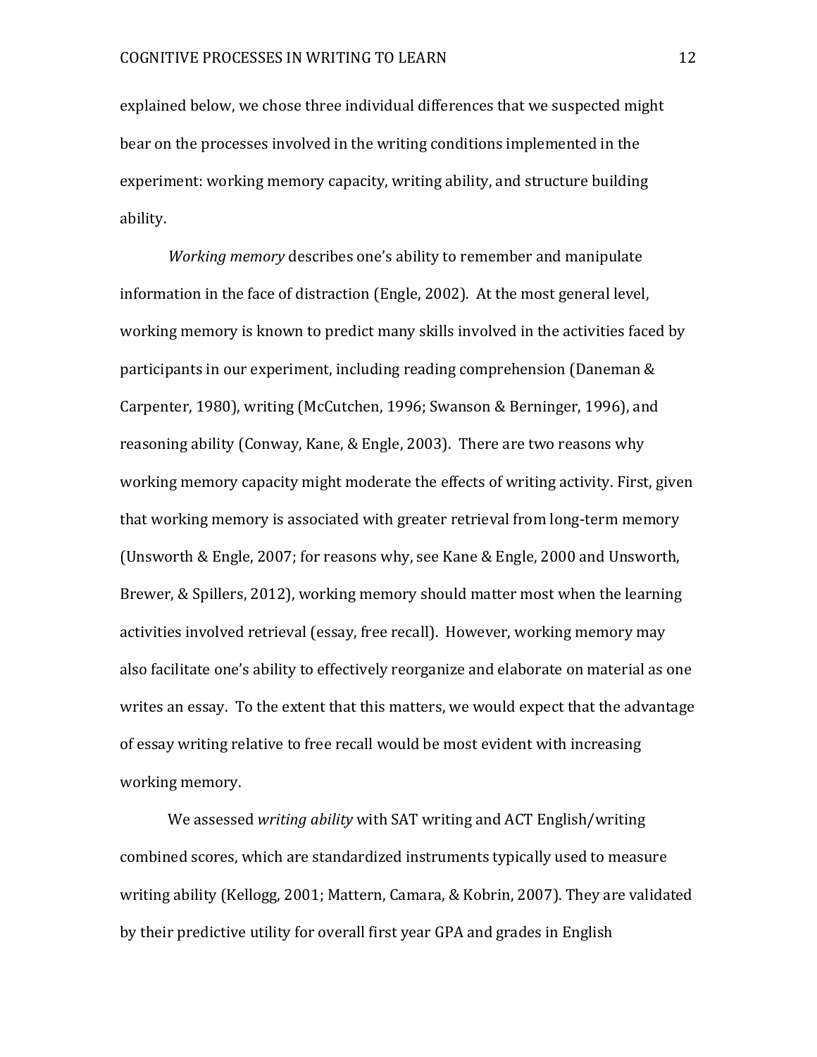explained below, we chose three individual differences that we suspected might bear on the processes involved in the writing conditions implemented in the experiment: working memory capacity, writing ability, and structure building ability.

*Working memory* describes one's ability to remember and manipulate information in the face of distraction (Engle, 2002). At the most general level, working memory is known to predict many skills involved in the activities faced by participants in our experiment, including reading comprehension (Daneman & Carpenter, 1980), writing (McCutchen, 1996; Swanson & Berninger, 1996), and reasoning ability (Conway, Kane, & Engle, 2003). There are two reasons why working memory capacity might moderate the effects of writing activity. First, given that working memory is associated with greater retrieval from long-term memory (Unsworth & Engle, 2007; for reasons why, see Kane & Engle, 2000 and Unsworth, Brewer, & Spillers, 2012), working memory should matter most when the learning activities involved retrieval (essay, free recall). However, working memory may also facilitate one's ability to effectively reorganize and elaborate on material as one writes an essay. To the extent that this matters, we would expect that the advantage of essay writing relative to free recall would be most evident with increasing working memory.

We assessed *writing ability* with SAT writing and ACT English/writing combined scores, which are standardized instruments typically used to measure writing ability (Kellogg, 2001; Mattern, Camara, & Kobrin, 2007). They are validated by their predictive utility for overall first year GPA and grades in English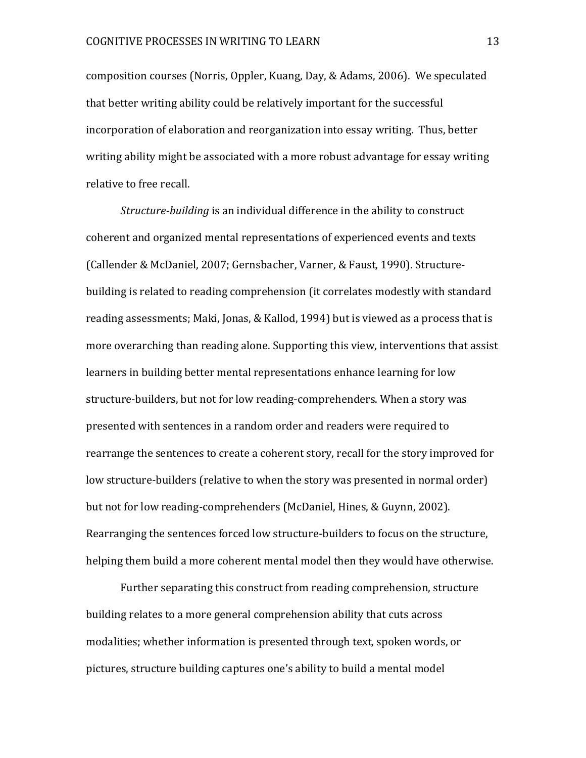composition courses (Norris, Oppler, Kuang, Day, & Adams, 2006). We speculated that better writing ability could be relatively important for the successful incorporation of elaboration and reorganization into essay writing. Thus, better writing ability might be associated with a more robust advantage for essay writing relative to free recall.

*Structure-building* is an individual difference in the ability to construct coherent and organized mental representations of experienced events and texts (Callender & McDaniel, 2007; Gernsbacher, Varner, & Faust, 1990). Structure-building is related to reading comprehension (it correlates modestly with standard reading assessments; Maki, Jonas, & Kallod, 1994) but is viewed as a process that is more overarching than reading alone. Supporting this view, interventions that assist learners in building better mental representations enhance learning for low structure-builders, but not for low reading-comprehenders. When a story was presented with sentences in a random order and readers were required to rearrange the sentences to create a coherent story, recall for the story improved for low structure-builders (relative to when the story was presented in normal order) but not for low reading-comprehenders (McDaniel, Hines, & Guynn, 2002). Rearranging the sentences forced low structure-builders to focus on the structure, helping them build a more coherent mental model then they would have otherwise.

Further separating this construct from reading comprehension, structure building relates to a more general comprehension ability that cuts across modalities; whether information is presented through text, spoken words, or pictures, structure building captures one's ability to build a mental model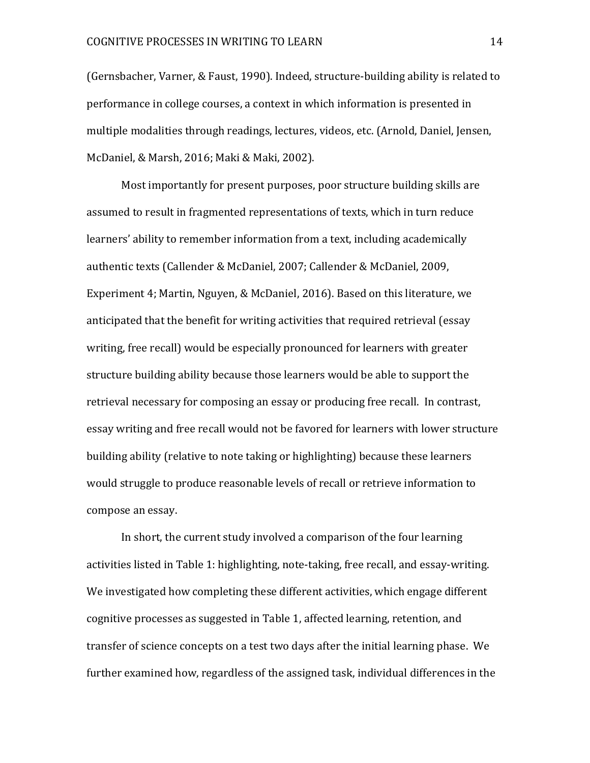(Gernsbacher, Varner, & Faust, 1990). Indeed, structure-building ability is related to performance in college courses, a context in which information is presented in multiple modalities through readings, lectures, videos, etc. (Arnold, Daniel, Jensen, McDaniel, & Marsh, 2016; Maki & Maki, 2002).

Most importantly for present purposes, poor structure building skills are assumed to result in fragmented representations of texts, which in turn reduce learners' ability to remember information from a text, including academically authentic texts (Callender & McDaniel, 2007; Callender & McDaniel, 2009, Experiment 4; Martin, Nguyen, & McDaniel, 2016). Based on this literature, we anticipated that the benefit for writing activities that required retrieval (essay writing, free recall) would be especially pronounced for learners with greater structure building ability because those learners would be able to support the retrieval necessary for composing an essay or producing free recall. In contrast, essay writing and free recall would not be favored for learners with lower structure building ability (relative to note taking or highlighting) because these learners would struggle to produce reasonable levels of recall or retrieve information to compose an essay.

In short, the current study involved a comparison of the four learning activities listed in Table 1: highlighting, note-taking, free recall, and essay-writing. We investigated how completing these different activities, which engage different cognitive processes as suggested in Table 1, affected learning, retention, and transfer of science concepts on a test two days after the initial learning phase. We further examined how, regardless of the assigned task, individual differences in the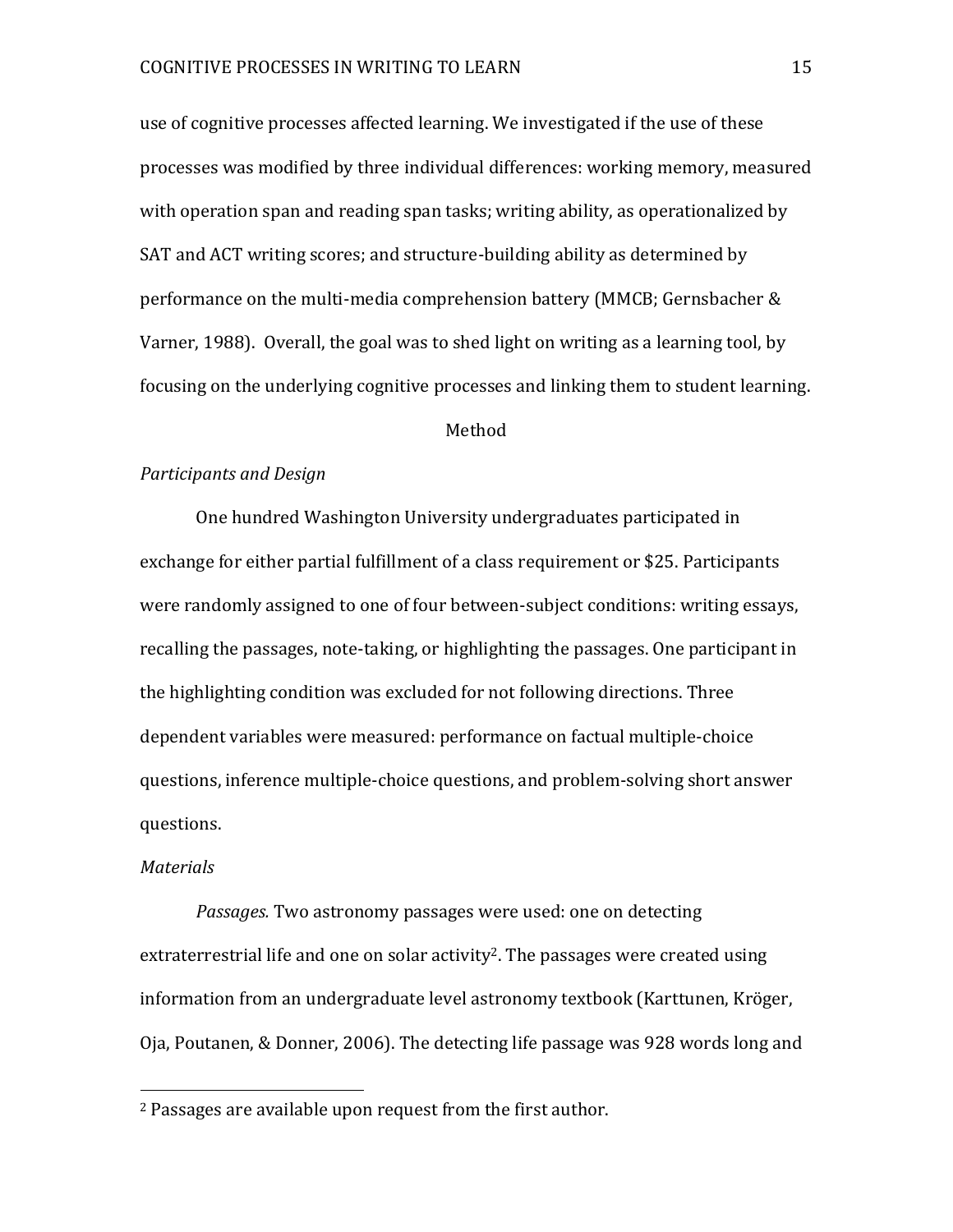use of cognitive processes affected learning. We investigated if the use of these processes was modified by three individual differences: working memory, measured with operation span and reading span tasks; writing ability, as operationalized by SAT and ACT writing scores; and structure-building ability as determined by performance on the multi-media comprehension battery (MMCB; Gernsbacher & Varner, 1988). Overall, the goal was to shed light on writing as a learning tool, by focusing on the underlying cognitive processes and linking them to student learning.

## Method

### *Participants and Design*

One hundred Washington University undergraduates participated in exchange for either partial fulfillment of a class requirement or $25. Participants were randomly assigned to one of four between-subject conditions: writing essays, recalling the passages, note-taking, or highlighting the passages. One participant in the highlighting condition was excluded for not following directions. Three dependent variables were measured: performance on factual multiple-choice questions, inference multiple-choice questions, and problem-solving short answer questions.

### *Materials*

*Passages.* Two astronomy passages were used: one on detecting extraterrestrial life and one on solar activity[2]. The passages were created using information from an undergraduate level astronomy textbook (Karttunen, Kröger, Oja, Poutanen, & Donner, 2006). The detecting life passage was 928 words long and

[2] Passages are available upon request from the first author.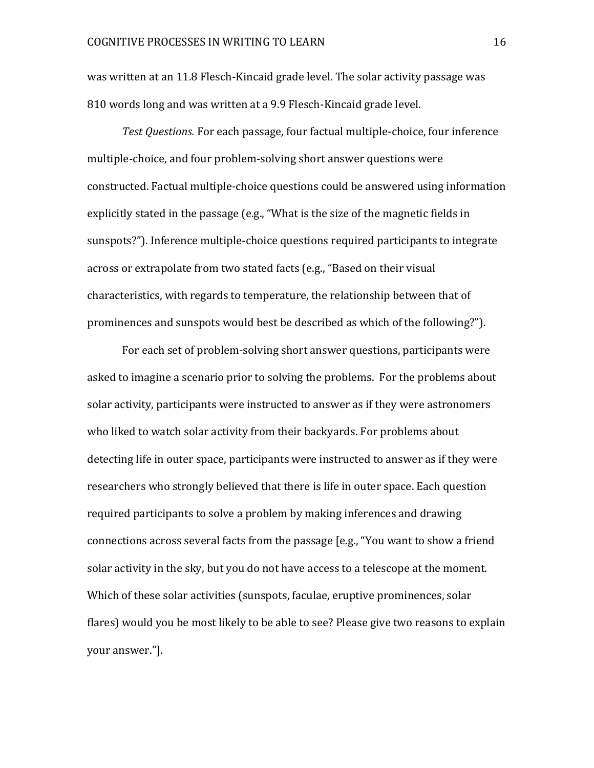was written at an 11.8 Flesch-Kincaid grade level. The solar activity passage was 810 words long and was written at a 9.9 Flesch-Kincaid grade level.

*Test Questions.* For each passage, four factual multiple-choice, four inference multiple-choice, and four problem-solving short answer questions were constructed. Factual multiple-choice questions could be answered using information explicitly stated in the passage (e.g., "What is the size of the magnetic fields in sunspots?"). Inference multiple-choice questions required participants to integrate across or extrapolate from two stated facts (e.g., "Based on their visual characteristics, with regards to temperature, the relationship between that of prominences and sunspots would best be described as which of the following?").

For each set of problem-solving short answer questions, participants were asked to imagine a scenario prior to solving the problems. For the problems about solar activity, participants were instructed to answer as if they were astronomers who liked to watch solar activity from their backyards. For problems about detecting life in outer space, participants were instructed to answer as if they were researchers who strongly believed that there is life in outer space. Each question required participants to solve a problem by making inferences and drawing connections across several facts from the passage [e.g., "You want to show a friend solar activity in the sky, but you do not have access to a telescope at the moment. Which of these solar activities (sunspots, faculae, eruptive prominences, solar flares) would you be most likely to be able to see? Please give two reasons to explain your answer."].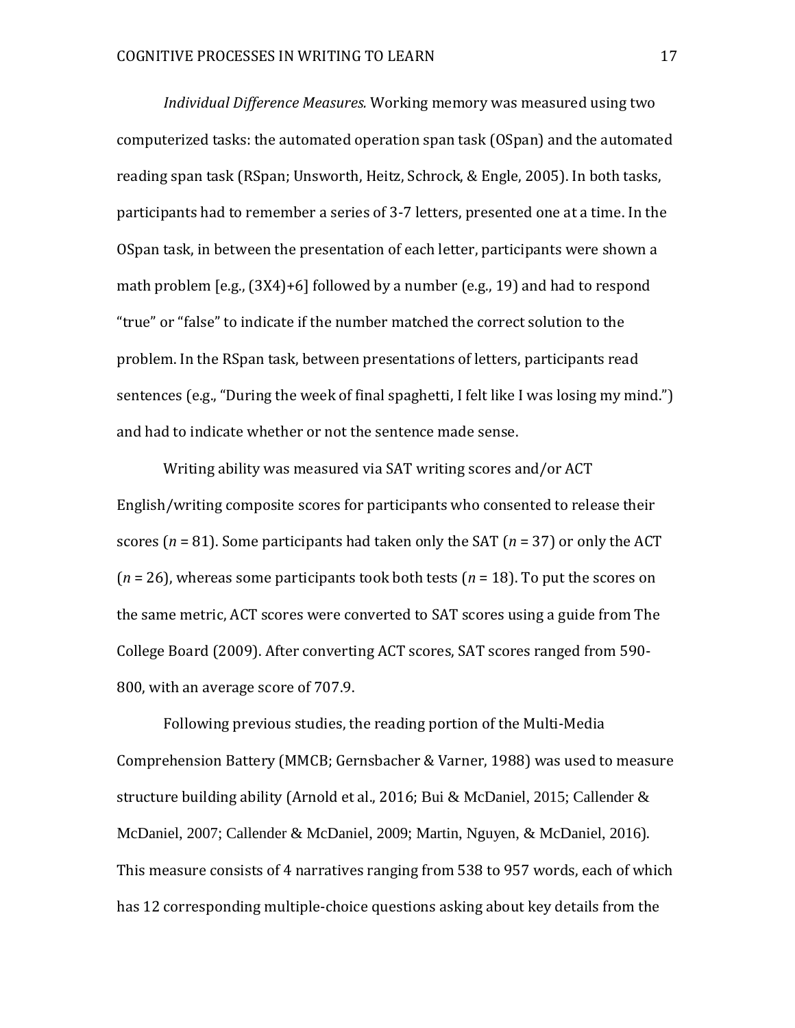*Individual Difference Measures.* Working memory was measured using two computerized tasks: the automated operation span task (OSpan) and the automated reading span task (RSpan; Unsworth, Heitz, Schrock, & Engle, 2005). In both tasks, participants had to remember a series of 3-7 letters, presented one at a time. In the OSpan task, in between the presentation of each letter, participants were shown a math problem [e.g., (3X4)+6] followed by a number (e.g., 19) and had to respond "true" or "false" to indicate if the number matched the correct solution to the problem. In the RSpan task, between presentations of letters, participants read sentences (e.g., "During the week of final spaghetti, I felt like I was losing my mind.") and had to indicate whether or not the sentence made sense.

Writing ability was measured via SAT writing scores and/or ACT English/writing composite scores for participants who consented to release their scores ($n$ = 81). Some participants had taken only the SAT ($n$ = 37) or only the ACT ($n$ = 26), whereas some participants took both tests ($n$ = 18). To put the scores on the same metric, ACT scores were converted to SAT scores using a guide from The College Board (2009). After converting ACT scores, SAT scores ranged from 590-800, with an average score of 707.9.

Following previous studies, the reading portion of the Multi-Media Comprehension Battery (MMCB; Gernsbacher & Varner, 1988) was used to measure structure building ability (Arnold et al., 2016; Bui & McDaniel, 2015; Callender & McDaniel, 2007; Callender & McDaniel, 2009; Martin, Nguyen, & McDaniel, 2016). This measure consists of 4 narratives ranging from 538 to 957 words, each of which has 12 corresponding multiple-choice questions asking about key details from the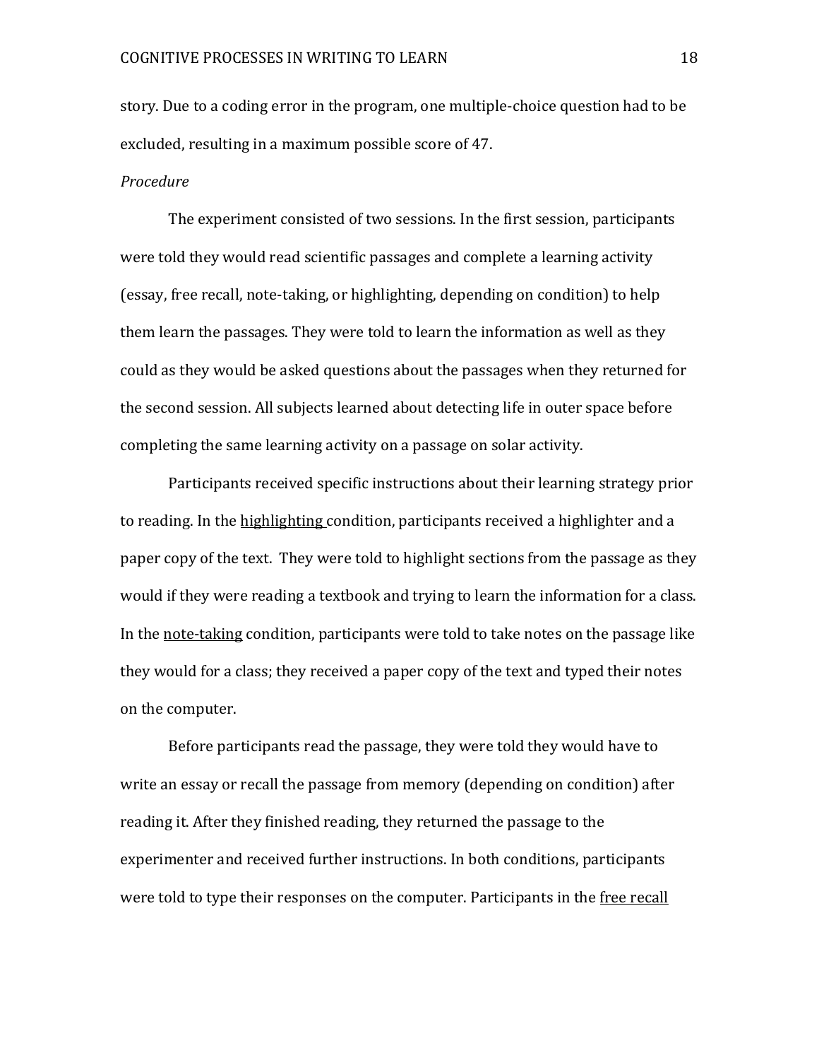story. Due to a coding error in the program, one multiple-choice question had to be excluded, resulting in a maximum possible score of 47.

*Procedure*

The experiment consisted of two sessions. In the first session, participants were told they would read scientific passages and complete a learning activity (essay, free recall, note-taking, or highlighting, depending on condition) to help them learn the passages. They were told to learn the information as well as they could as they would be asked questions about the passages when they returned for the second session. All subjects learned about detecting life in outer space before completing the same learning activity on a passage on solar activity.

Participants received specific instructions about their learning strategy prior to reading. In the <u>highlighting</u> condition, participants received a highlighter and a paper copy of the text. They were told to highlight sections from the passage as they would if they were reading a textbook and trying to learn the information for a class. In the <u>note-taking</u> condition, participants were told to take notes on the passage like they would for a class; they received a paper copy of the text and typed their notes on the computer.

Before participants read the passage, they were told they would have to write an essay or recall the passage from memory (depending on condition) after reading it. After they finished reading, they returned the passage to the experimenter and received further instructions. In both conditions, participants were told to type their responses on the computer. Participants in the <u>free recall</u>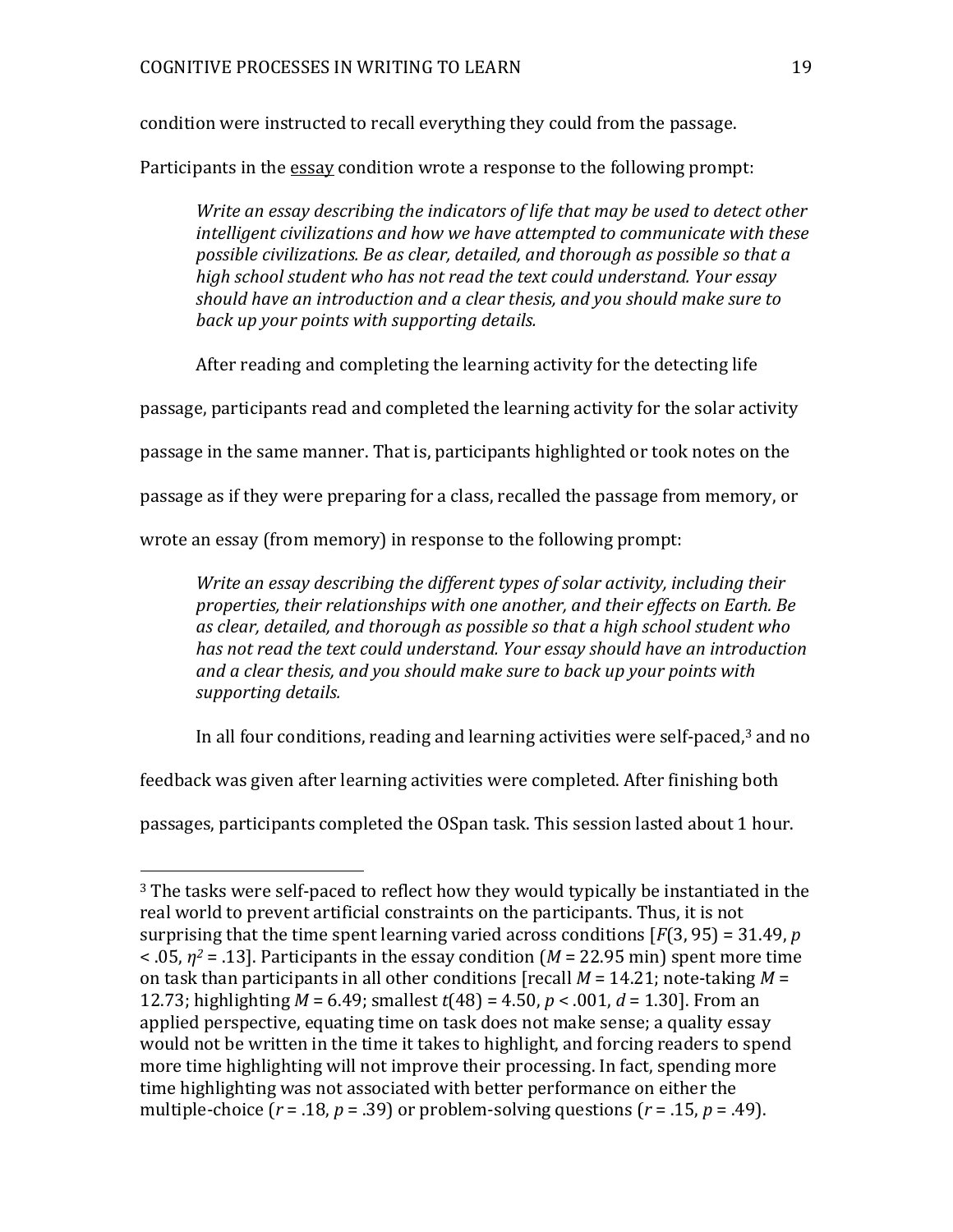condition were instructed to recall everything they could from the passage.

Participants in the essay condition wrote a response to the following prompt:

> *Write an essay describing the indicators of life that may be used to detect other intelligent civilizations and how we have attempted to communicate with these possible civilizations. Be as clear, detailed, and thorough as possible so that a high school student who has not read the text could understand. Your essay should have an introduction and a clear thesis, and you should make sure to back up your points with supporting details.*

After reading and completing the learning activity for the detecting life passage, participants read and completed the learning activity for the solar activity passage in the same manner. That is, participants highlighted or took notes on the passage as if they were preparing for a class, recalled the passage from memory, or wrote an essay (from memory) in response to the following prompt:

> *Write an essay describing the different types of solar activity, including their properties, their relationships with one another, and their effects on Earth. Be as clear, detailed, and thorough as possible so that a high school student who has not read the text could understand. Your essay should have an introduction and a clear thesis, and you should make sure to back up your points with supporting details.*

In all four conditions, reading and learning activities were self-paced,[3] and no feedback was given after learning activities were completed. After finishing both passages, participants completed the OSpan task. This session lasted about 1 hour.

---

[3] The tasks were self-paced to reflect how they would typically be instantiated in the real world to prevent artificial constraints on the participants. Thus, it is not surprising that the time spent learning varied across conditions [$F(3, 95) = 31.49$, $p < .05$, $\eta^2 = .13$]. Participants in the essay condition ($M = 22.95$ min) spent more time on task than participants in all other conditions [recall $M = 14.21$; note-taking $M = 12.73$; highlighting $M = 6.49$; smallest $t(48) = 4.50$, $p < .001$, $d = 1.30$]. From an applied perspective, equating time on task does not make sense; a quality essay would not be written in the time it takes to highlight, and forcing readers to spend more time highlighting will not improve their processing. In fact, spending more time highlighting was not associated with better performance on either the multiple-choice ($r = .18$, $p = .39$) or problem-solving questions ($r = .15$, $p = .49$).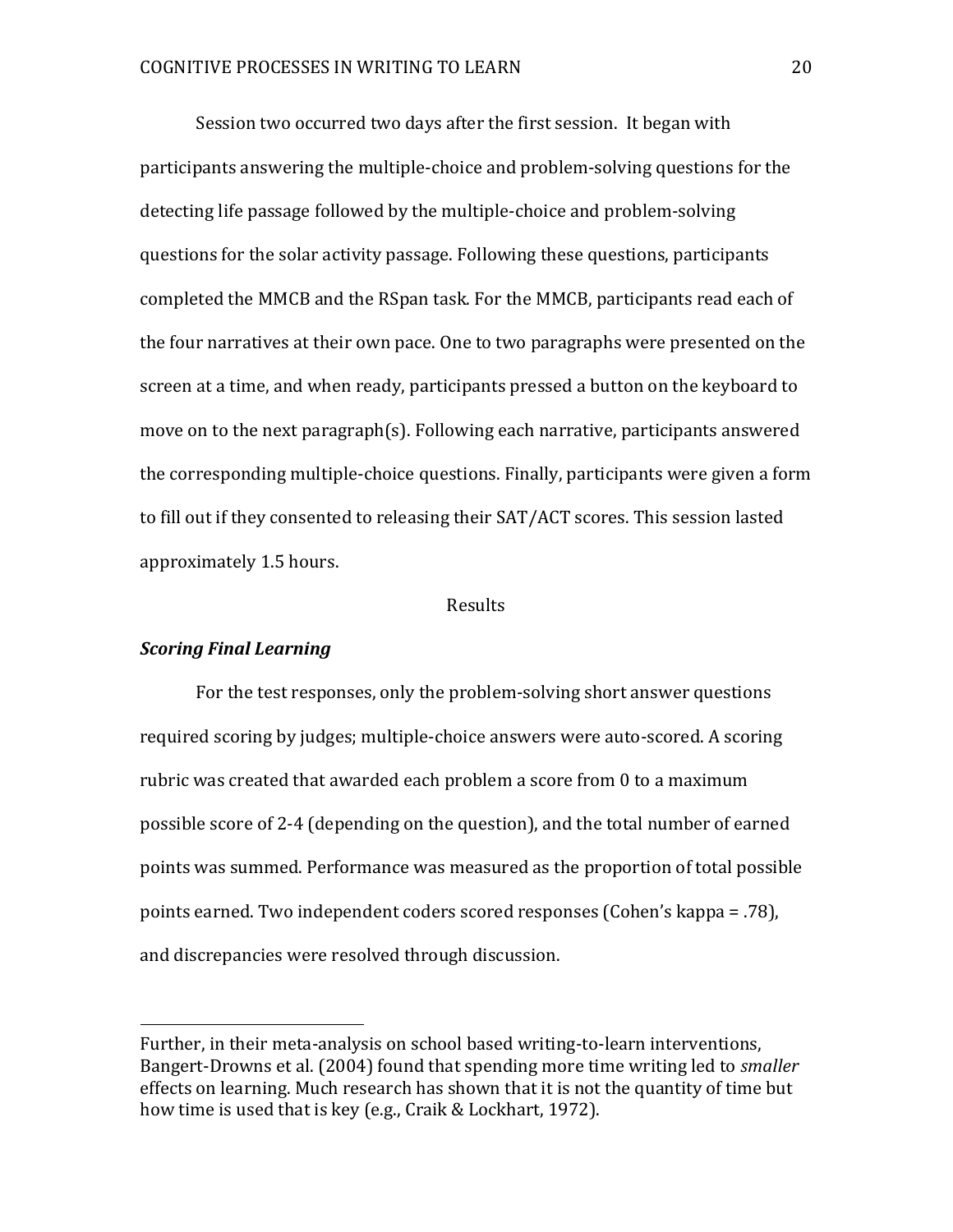Session two occurred two days after the first session. It began with participants answering the multiple-choice and problem-solving questions for the detecting life passage followed by the multiple-choice and problem-solving questions for the solar activity passage. Following these questions, participants completed the MMCB and the RSpan task. For the MMCB, participants read each of the four narratives at their own pace. One to two paragraphs were presented on the screen at a time, and when ready, participants pressed a button on the keyboard to move on to the next paragraph(s). Following each narrative, participants answered the corresponding multiple-choice questions. Finally, participants were given a form to fill out if they consented to releasing their SAT/ACT scores. This session lasted approximately 1.5 hours.

## Results

### ***Scoring Final Learning***

For the test responses, only the problem-solving short answer questions required scoring by judges; multiple-choice answers were auto-scored. A scoring rubric was created that awarded each problem a score from 0 to a maximum possible score of 2-4 (depending on the question), and the total number of earned points was summed. Performance was measured as the proportion of total possible points earned. Two independent coders scored responses (Cohen's kappa = .78), and discrepancies were resolved through discussion.

---

Further, in their meta-analysis on school based writing-to-learn interventions, Bangert-Drowns et al. (2004) found that spending more time writing led to *smaller* effects on learning. Much research has shown that it is not the quantity of time but how time is used that is key (e.g., Craik & Lockhart, 1972).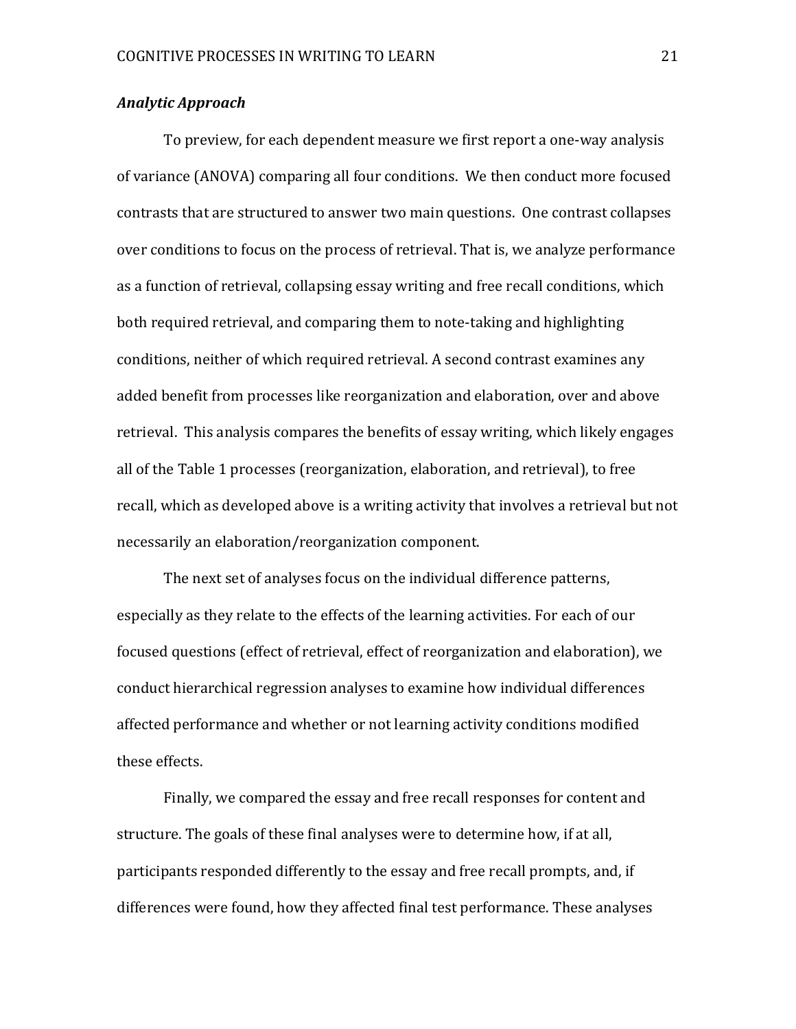### *Analytic Approach*

To preview, for each dependent measure we first report a one-way analysis of variance (ANOVA) comparing all four conditions. We then conduct more focused contrasts that are structured to answer two main questions. One contrast collapses over conditions to focus on the process of retrieval. That is, we analyze performance as a function of retrieval, collapsing essay writing and free recall conditions, which both required retrieval, and comparing them to note-taking and highlighting conditions, neither of which required retrieval. A second contrast examines any added benefit from processes like reorganization and elaboration, over and above retrieval. This analysis compares the benefits of essay writing, which likely engages all of the Table 1 processes (reorganization, elaboration, and retrieval), to free recall, which as developed above is a writing activity that involves a retrieval but not necessarily an elaboration/reorganization component.

The next set of analyses focus on the individual difference patterns, especially as they relate to the effects of the learning activities. For each of our focused questions (effect of retrieval, effect of reorganization and elaboration), we conduct hierarchical regression analyses to examine how individual differences affected performance and whether or not learning activity conditions modified these effects.

Finally, we compared the essay and free recall responses for content and structure. The goals of these final analyses were to determine how, if at all, participants responded differently to the essay and free recall prompts, and, if differences were found, how they affected final test performance. These analyses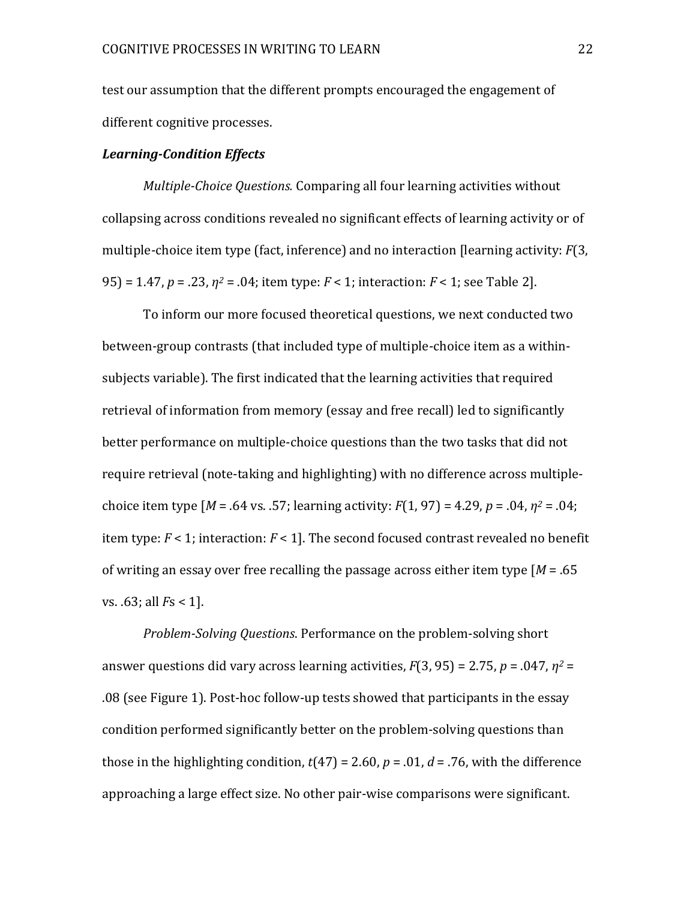test our assumption that the different prompts encouraged the engagement of different cognitive processes.

### ***Learning-Condition Effects***

*Multiple-Choice Questions.* Comparing all four learning activities without collapsing across conditions revealed no significant effects of learning activity or of multiple-choice item type (fact, inference) and no interaction [learning activity: $F(3, 95) = 1.47$, $p = .23$, $\eta^2 = .04$; item type: $F < 1$; interaction: $F < 1$; see Table 2].

To inform our more focused theoretical questions, we next conducted two between-group contrasts (that included type of multiple-choice item as a within-subjects variable). The first indicated that the learning activities that required retrieval of information from memory (essay and free recall) led to significantly better performance on multiple-choice questions than the two tasks that did not require retrieval (note-taking and highlighting) with no difference across multiple-choice item type [$M = .64$ vs. $.57$; learning activity: $F(1, 97) = 4.29$, $p = .04$, $\eta^2 = .04$; item type: $F < 1$; interaction: $F < 1$]. The second focused contrast revealed no benefit of writing an essay over free recalling the passage across either item type [$M = .65$ vs. $.63$; all $F$s $< 1$].

*Problem-Solving Questions*. Performance on the problem-solving short answer questions did vary across learning activities, $F(3, 95) = 2.75$, $p = .047$, $\eta^2 = .08$ (see Figure 1). Post-hoc follow-up tests showed that participants in the essay condition performed significantly better on the problem-solving questions than those in the highlighting condition, $t(47) = 2.60$, $p = .01$, $d = .76$, with the difference approaching a large effect size. No other pair-wise comparisons were significant.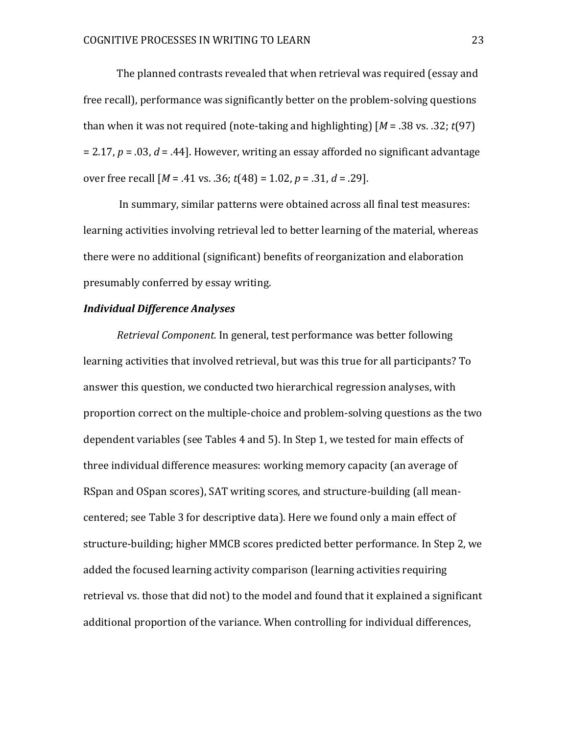The planned contrasts revealed that when retrieval was required (essay and free recall), performance was significantly better on the problem-solving questions than when it was not required (note-taking and highlighting) [$M$ = .38 vs. .32; $t(97)$ = 2.17, $p$ = .03, $d$ = .44]. However, writing an essay afforded no significant advantage over free recall [$M$ = .41 vs. .36; $t(48)$ = 1.02, $p$ = .31, $d$ = .29].

In summary, similar patterns were obtained across all final test measures: learning activities involving retrieval led to better learning of the material, whereas there were no additional (significant) benefits of reorganization and elaboration presumably conferred by essay writing.

### *Individual Difference Analyses*

*Retrieval Component.* In general, test performance was better following learning activities that involved retrieval, but was this true for all participants? To answer this question, we conducted two hierarchical regression analyses, with proportion correct on the multiple-choice and problem-solving questions as the two dependent variables (see Tables 4 and 5). In Step 1, we tested for main effects of three individual difference measures: working memory capacity (an average of RSpan and OSpan scores), SAT writing scores, and structure-building (all mean-centered; see Table 3 for descriptive data). Here we found only a main effect of structure-building; higher MMCB scores predicted better performance. In Step 2, we added the focused learning activity comparison (learning activities requiring retrieval vs. those that did not) to the model and found that it explained a significant additional proportion of the variance. When controlling for individual differences,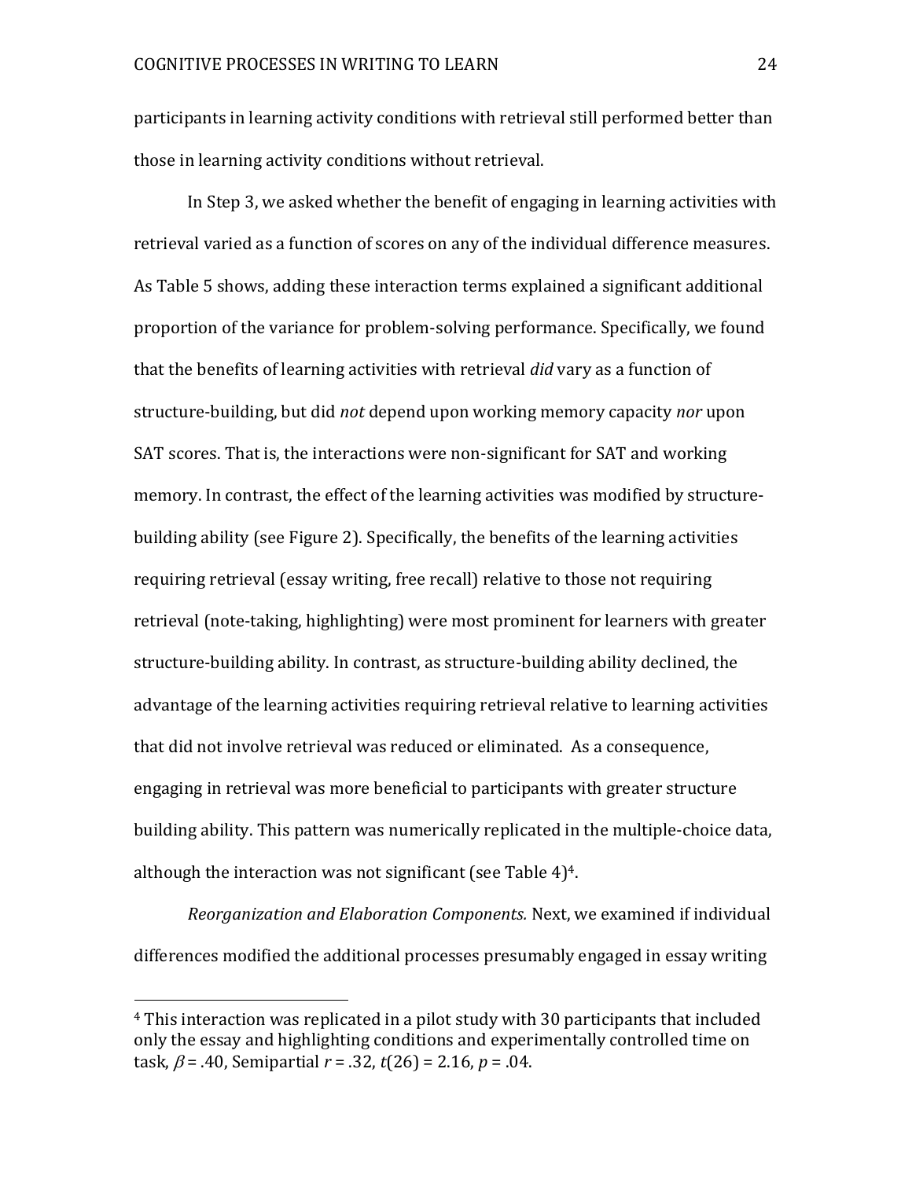participants in learning activity conditions with retrieval still performed better than those in learning activity conditions without retrieval.

In Step 3, we asked whether the benefit of engaging in learning activities with retrieval varied as a function of scores on any of the individual difference measures. As Table 5 shows, adding these interaction terms explained a significant additional proportion of the variance for problem-solving performance. Specifically, we found that the benefits of learning activities with retrieval *did* vary as a function of structure-building, but did *not* depend upon working memory capacity *nor* upon SAT scores. That is, the interactions were non-significant for SAT and working memory. In contrast, the effect of the learning activities was modified by structure-building ability (see Figure 2). Specifically, the benefits of the learning activities requiring retrieval (essay writing, free recall) relative to those not requiring retrieval (note-taking, highlighting) were most prominent for learners with greater structure-building ability. In contrast, as structure-building ability declined, the advantage of the learning activities requiring retrieval relative to learning activities that did not involve retrieval was reduced or eliminated. As a consequence, engaging in retrieval was more beneficial to participants with greater structure building ability. This pattern was numerically replicated in the multiple-choice data, although the interaction was not significant (see Table 4)[4].

*Reorganization and Elaboration Components.* Next, we examined if individual differences modified the additional processes presumably engaged in essay writing

[4] This interaction was replicated in a pilot study with 30 participants that included only the essay and highlighting conditions and experimentally controlled time on task, $\beta = .40$, Semipartial $r = .32$, $t(26) = 2.16$, $p = .04$.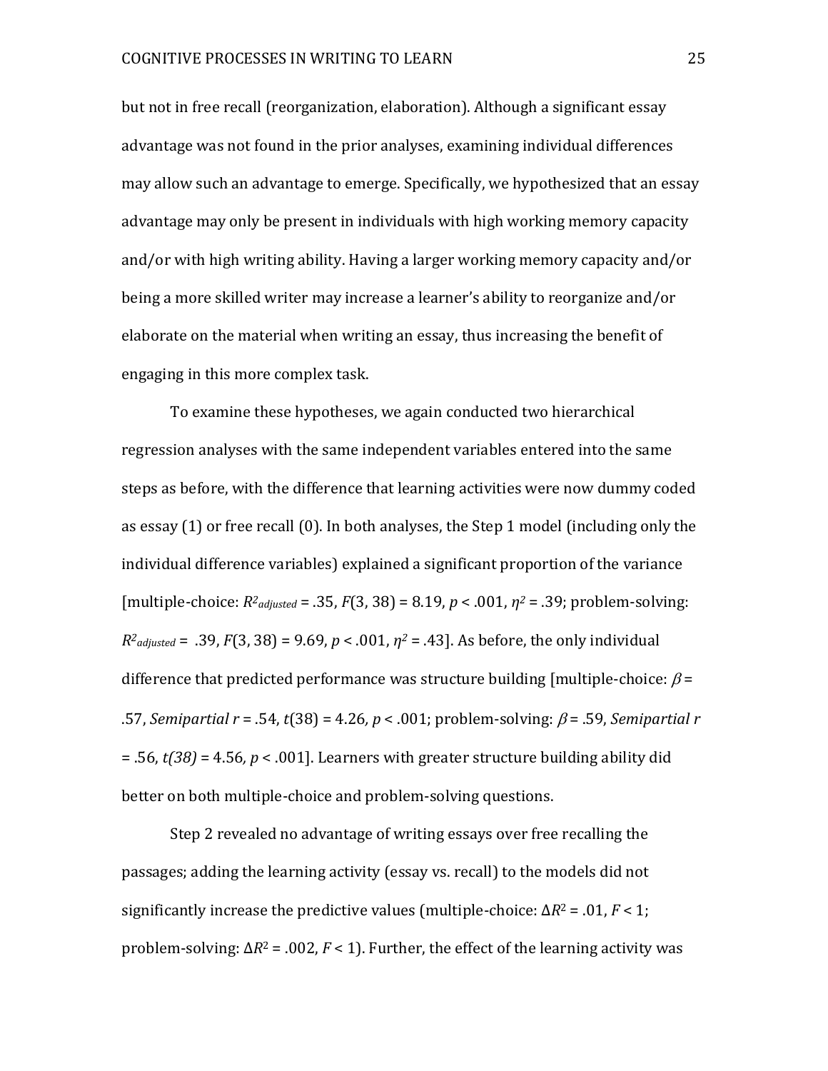but not in free recall (reorganization, elaboration). Although a significant essay advantage was not found in the prior analyses, examining individual differences may allow such an advantage to emerge. Specifically, we hypothesized that an essay advantage may only be present in individuals with high working memory capacity and/or with high writing ability. Having a larger working memory capacity and/or being a more skilled writer may increase a learner's ability to reorganize and/or elaborate on the material when writing an essay, thus increasing the benefit of engaging in this more complex task.

To examine these hypotheses, we again conducted two hierarchical regression analyses with the same independent variables entered into the same steps as before, with the difference that learning activities were now dummy coded as essay (1) or free recall (0). In both analyses, the Step 1 model (including only the individual difference variables) explained a significant proportion of the variance [multiple-choice: $R^2_{adjusted}$ = .35, $F(3, 38) = 8.19$, $p < .001$, $\eta^2 = .39$; problem-solving: $R^2_{adjusted}$ = .39, $F(3, 38) = 9.69$, $p < .001$, $\eta^2 = .43$]. As before, the only individual difference that predicted performance was structure building [multiple-choice: $\beta$ = .57, *Semipartial r* = .54, $t(38) = 4.26$, $p < .001$; problem-solving: $\beta$ = .59, *Semipartial r* = .56, $t(38) = 4.56$, $p < .001$]. Learners with greater structure building ability did better on both multiple-choice and problem-solving questions.

Step 2 revealed no advantage of writing essays over free recalling the passages; adding the learning activity (essay vs. recall) to the models did not significantly increase the predictive values (multiple-choice: $\Delta R^2 = .01$, $F < 1$; problem-solving: $\Delta R^2 = .002$, $F < 1$). Further, the effect of the learning activity was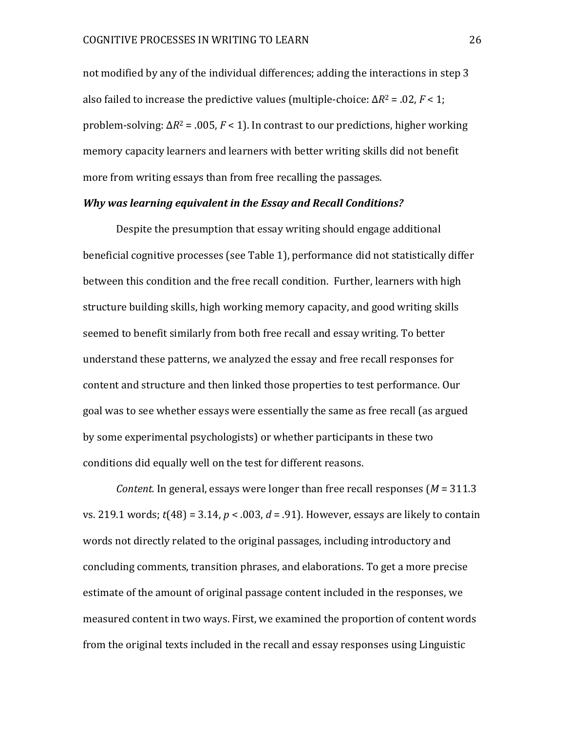not modified by any of the individual differences; adding the interactions in step 3 also failed to increase the predictive values (multiple-choice: $\Delta R^2 = .02$, $F < 1$; problem-solving: $\Delta R^2 = .005$, $F < 1$). In contrast to our predictions, higher working memory capacity learners and learners with better writing skills did not benefit more from writing essays than from free recalling the passages.

***Why was learning equivalent in the Essay and Recall Conditions?***

Despite the presumption that essay writing should engage additional beneficial cognitive processes (see Table 1), performance did not statistically differ between this condition and the free recall condition. Further, learners with high structure building skills, high working memory capacity, and good writing skills seemed to benefit similarly from both free recall and essay writing. To better understand these patterns, we analyzed the essay and free recall responses for content and structure and then linked those properties to test performance. Our goal was to see whether essays were essentially the same as free recall (as argued by some experimental psychologists) or whether participants in these two conditions did equally well on the test for different reasons.

*Content.* In general, essays were longer than free recall responses ($M = 311.3$ vs. 219.1 words; $t(48) = 3.14$, $p < .003$, $d = .91$). However, essays are likely to contain words not directly related to the original passages, including introductory and concluding comments, transition phrases, and elaborations. To get a more precise estimate of the amount of original passage content included in the responses, we measured content in two ways. First, we examined the proportion of content words from the original texts included in the recall and essay responses using Linguistic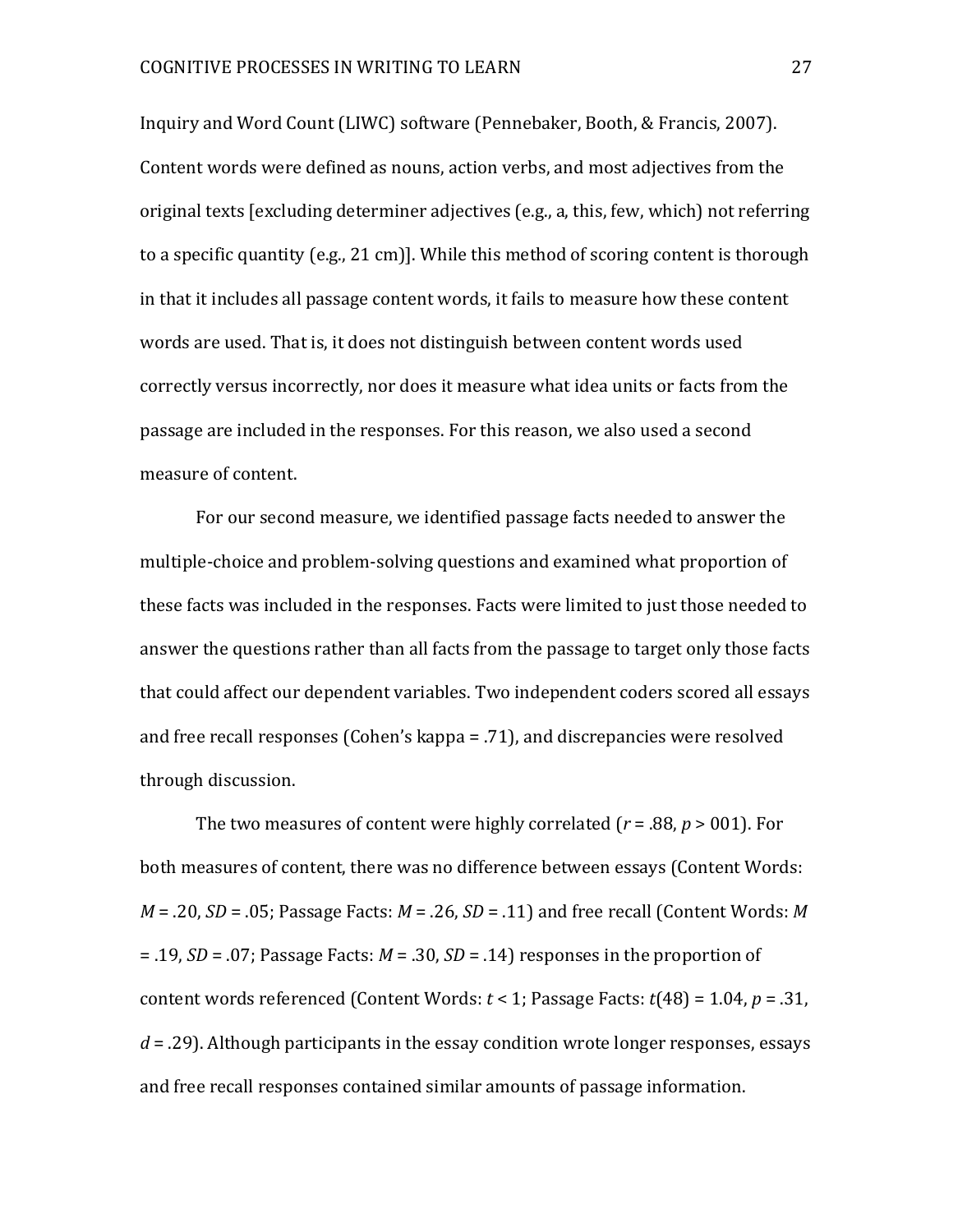Inquiry and Word Count (LIWC) software (Pennebaker, Booth, & Francis, 2007). Content words were defined as nouns, action verbs, and most adjectives from the original texts [excluding determiner adjectives (e.g., a, this, few, which) not referring to a specific quantity (e.g., 21 cm)]. While this method of scoring content is thorough in that it includes all passage content words, it fails to measure how these content words are used. That is, it does not distinguish between content words used correctly versus incorrectly, nor does it measure what idea units or facts from the passage are included in the responses. For this reason, we also used a second measure of content.

For our second measure, we identified passage facts needed to answer the multiple-choice and problem-solving questions and examined what proportion of these facts was included in the responses. Facts were limited to just those needed to answer the questions rather than all facts from the passage to target only those facts that could affect our dependent variables. Two independent coders scored all essays and free recall responses (Cohen's kappa = .71), and discrepancies were resolved through discussion.

The two measures of content were highly correlated ($r$ = .88, $p$ > 001). For both measures of content, there was no difference between essays (Content Words: $M$ = .20, $SD$ = .05; Passage Facts: $M$ = .26, $SD$ = .11) and free recall (Content Words: $M$ = .19, $SD$ = .07; Passage Facts: $M$ = .30, $SD$ = .14) responses in the proportion of content words referenced (Content Words: $t$ < 1; Passage Facts: $t(48)$ = 1.04, $p$ = .31, $d$ = .29). Although participants in the essay condition wrote longer responses, essays and free recall responses contained similar amounts of passage information.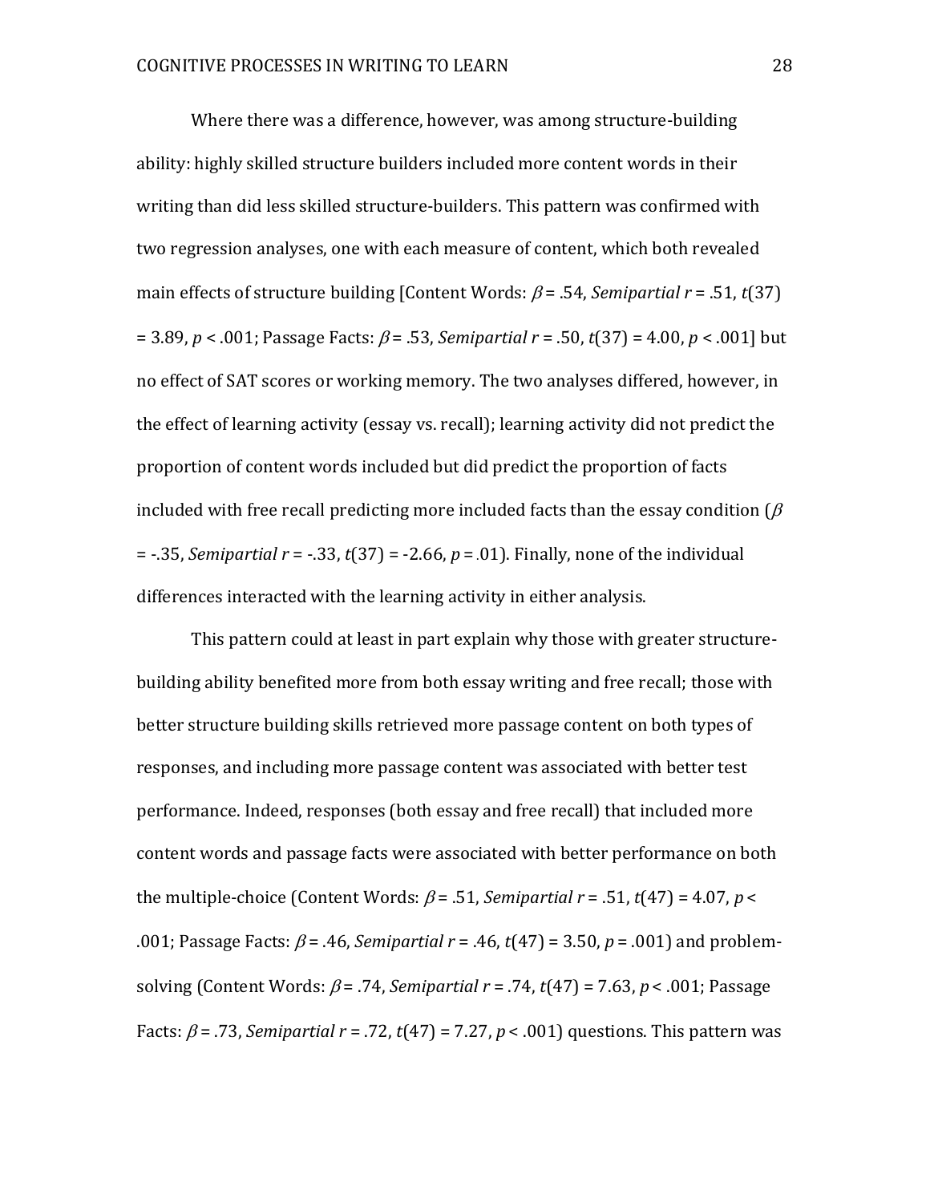Where there was a difference, however, was among structure-building ability: highly skilled structure builders included more content words in their writing than did less skilled structure-builders. This pattern was confirmed with two regression analyses, one with each measure of content, which both revealed main effects of structure building [Content Words: $\beta = .54$, *Semipartial r* = .51, $t(37) = 3.89$, $p < .001$; Passage Facts: $\beta = .53$, *Semipartial r* = .50, $t(37) = 4.00$, $p < .001$] but no effect of SAT scores or working memory. The two analyses differed, however, in the effect of learning activity (essay vs. recall); learning activity did not predict the proportion of content words included but did predict the proportion of facts included with free recall predicting more included facts than the essay condition ($\beta = -.35$, *Semipartial r* = -.33, $t(37) = -2.66$, $p = .01$). Finally, none of the individual differences interacted with the learning activity in either analysis.

This pattern could at least in part explain why those with greater structure-building ability benefited more from both essay writing and free recall; those with better structure building skills retrieved more passage content on both types of responses, and including more passage content was associated with better test performance. Indeed, responses (both essay and free recall) that included more content words and passage facts were associated with better performance on both the multiple-choice (Content Words: $\beta = .51$, *Semipartial r* = .51, $t(47) = 4.07$, $p < .001$; Passage Facts: $\beta = .46$, *Semipartial r* = .46, $t(47) = 3.50$, $p = .001$) and problem-solving (Content Words: $\beta = .74$, *Semipartial r* = .74, $t(47) = 7.63$, $p < .001$; Passage Facts: $\beta = .73$, *Semipartial r* = .72, $t(47) = 7.27$, $p < .001$) questions. This pattern was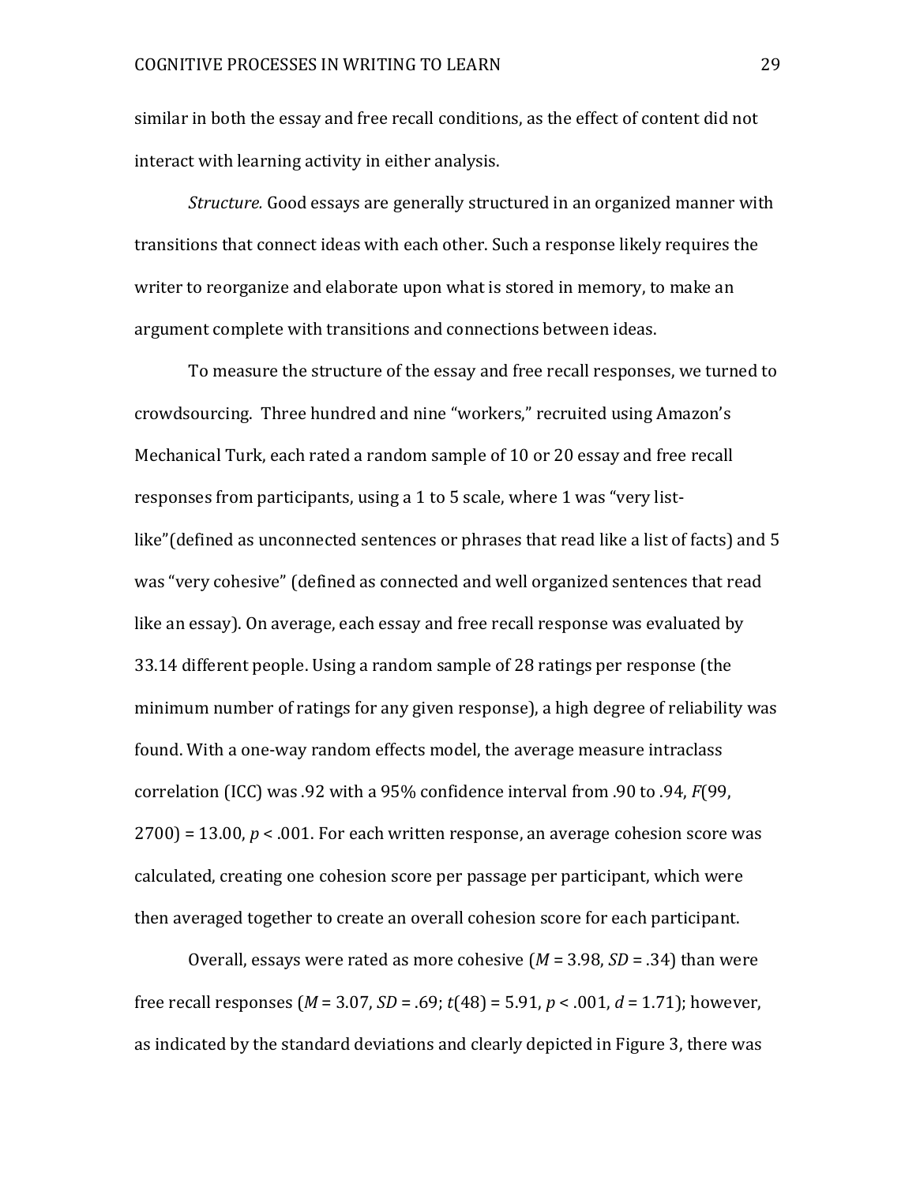similar in both the essay and free recall conditions, as the effect of content did not interact with learning activity in either analysis.

*Structure.* Good essays are generally structured in an organized manner with transitions that connect ideas with each other. Such a response likely requires the writer to reorganize and elaborate upon what is stored in memory, to make an argument complete with transitions and connections between ideas.

To measure the structure of the essay and free recall responses, we turned to crowdsourcing. Three hundred and nine "workers," recruited using Amazon's Mechanical Turk, each rated a random sample of 10 or 20 essay and free recall responses from participants, using a 1 to 5 scale, where 1 was "very list-like"(defined as unconnected sentences or phrases that read like a list of facts) and 5 was "very cohesive" (defined as connected and well organized sentences that read like an essay). On average, each essay and free recall response was evaluated by 33.14 different people. Using a random sample of 28 ratings per response (the minimum number of ratings for any given response), a high degree of reliability was found. With a one-way random effects model, the average measure intraclass correlation (ICC) was .92 with a 95% confidence interval from .90 to .94, $F(99, 2700) = 13.00$, $p < .001$. For each written response, an average cohesion score was calculated, creating one cohesion score per passage per participant, which were then averaged together to create an overall cohesion score for each participant.

Overall, essays were rated as more cohesive ($M = 3.98$, $SD = .34$) than were free recall responses ($M = 3.07$, $SD = .69$; $t(48) = 5.91$, $p < .001$, $d = 1.71$); however, as indicated by the standard deviations and clearly depicted in Figure 3, there was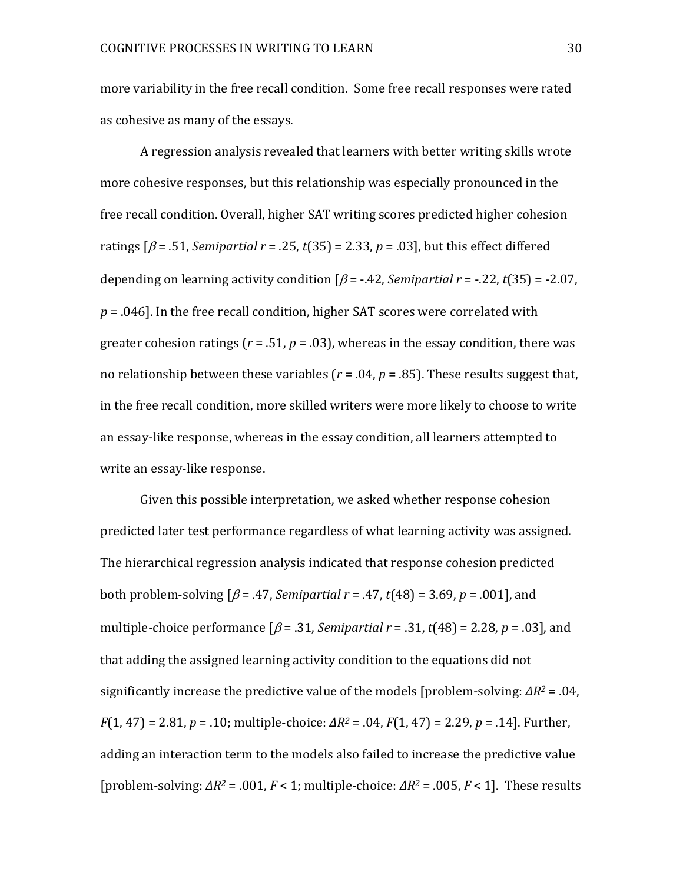more variability in the free recall condition. Some free recall responses were rated as cohesive as many of the essays.

A regression analysis revealed that learners with better writing skills wrote more cohesive responses, but this relationship was especially pronounced in the free recall condition. Overall, higher SAT writing scores predicted higher cohesion ratings [$\beta = .51$, *Semipartial* $r = .25$, $t(35) = 2.33$, $p = .03$], but this effect differed depending on learning activity condition [$\beta = -.42$, *Semipartial* $r = -.22$, $t(35) = -2.07$, $p = .046$]. In the free recall condition, higher SAT scores were correlated with greater cohesion ratings ($r = .51$, $p = .03$), whereas in the essay condition, there was no relationship between these variables ($r = .04$, $p = .85$). These results suggest that, in the free recall condition, more skilled writers were more likely to choose to write an essay-like response, whereas in the essay condition, all learners attempted to write an essay-like response.

Given this possible interpretation, we asked whether response cohesion predicted later test performance regardless of what learning activity was assigned. The hierarchical regression analysis indicated that response cohesion predicted both problem-solving [$\beta = .47$, *Semipartial* $r = .47$, $t(48) = 3.69$, $p = .001$], and multiple-choice performance [$\beta = .31$, *Semipartial* $r = .31$, $t(48) = 2.28$, $p = .03$], and that adding the assigned learning activity condition to the equations did not significantly increase the predictive value of the models [problem-solving: $\Delta R^2 = .04$, $F(1, 47) = 2.81$, $p = .10$; multiple-choice: $\Delta R^2 = .04$, $F(1, 47) = 2.29$, $p = .14$]. Further, adding an interaction term to the models also failed to increase the predictive value [problem-solving: $\Delta R^2 = .001$, $F < 1$; multiple-choice: $\Delta R^2 = .005$, $F < 1$]. These results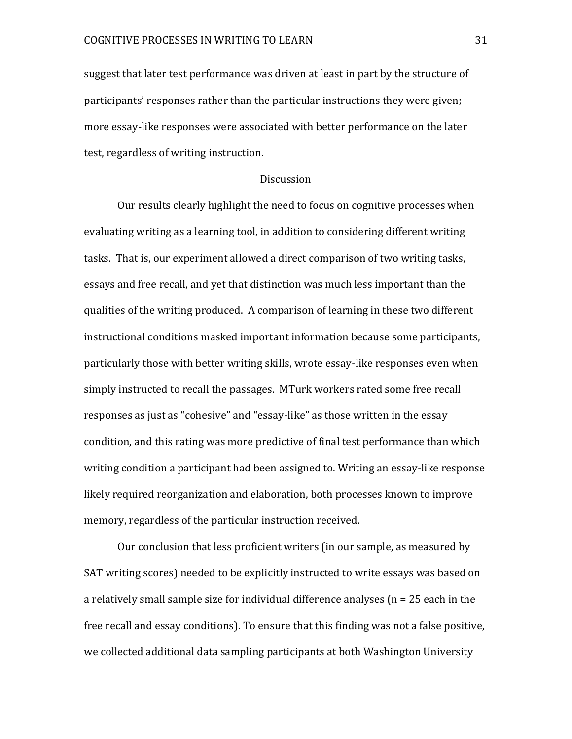suggest that later test performance was driven at least in part by the structure of participants' responses rather than the particular instructions they were given; more essay-like responses were associated with better performance on the later test, regardless of writing instruction.

## Discussion

Our results clearly highlight the need to focus on cognitive processes when evaluating writing as a learning tool, in addition to considering different writing tasks. That is, our experiment allowed a direct comparison of two writing tasks, essays and free recall, and yet that distinction was much less important than the qualities of the writing produced. A comparison of learning in these two different instructional conditions masked important information because some participants, particularly those with better writing skills, wrote essay-like responses even when simply instructed to recall the passages. MTurk workers rated some free recall responses as just as "cohesive" and "essay-like" as those written in the essay condition, and this rating was more predictive of final test performance than which writing condition a participant had been assigned to. Writing an essay-like response likely required reorganization and elaboration, both processes known to improve memory, regardless of the particular instruction received.

Our conclusion that less proficient writers (in our sample, as measured by SAT writing scores) needed to be explicitly instructed to write essays was based on a relatively small sample size for individual difference analyses ($n = 25$ each in the free recall and essay conditions). To ensure that this finding was not a false positive, we collected additional data sampling participants at both Washington University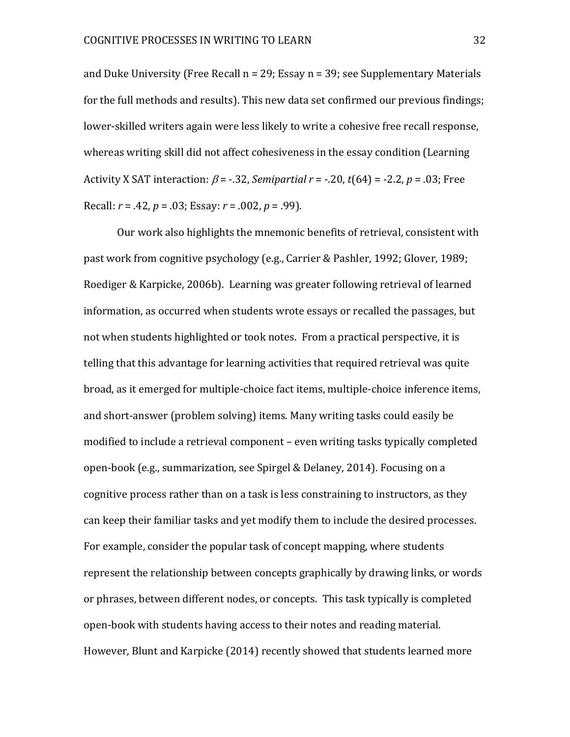and Duke University (Free Recall n = 29; Essay n = 39; see Supplementary Materials for the full methods and results). This new data set confirmed our previous findings; lower-skilled writers again were less likely to write a cohesive free recall response, whereas writing skill did not affect cohesiveness in the essay condition (Learning Activity X SAT interaction: $\beta = -.32$, *Semipartial* $r = -.20$, $t(64) = -2.2$, $p = .03$; Free Recall: $r = .42$, $p = .03$; Essay: $r = .002$, $p = .99$).

Our work also highlights the mnemonic benefits of retrieval, consistent with past work from cognitive psychology (e.g., Carrier & Pashler, 1992; Glover, 1989; Roediger & Karpicke, 2006b). Learning was greater following retrieval of learned information, as occurred when students wrote essays or recalled the passages, but not when students highlighted or took notes. From a practical perspective, it is telling that this advantage for learning activities that required retrieval was quite broad, as it emerged for multiple-choice fact items, multiple-choice inference items, and short-answer (problem solving) items. Many writing tasks could easily be modified to include a retrieval component – even writing tasks typically completed open-book (e.g., summarization, see Spirgel & Delaney, 2014). Focusing on a cognitive process rather than on a task is less constraining to instructors, as they can keep their familiar tasks and yet modify them to include the desired processes. For example, consider the popular task of concept mapping, where students represent the relationship between concepts graphically by drawing links, or words or phrases, between different nodes, or concepts. This task typically is completed open-book with students having access to their notes and reading material. However, Blunt and Karpicke (2014) recently showed that students learned more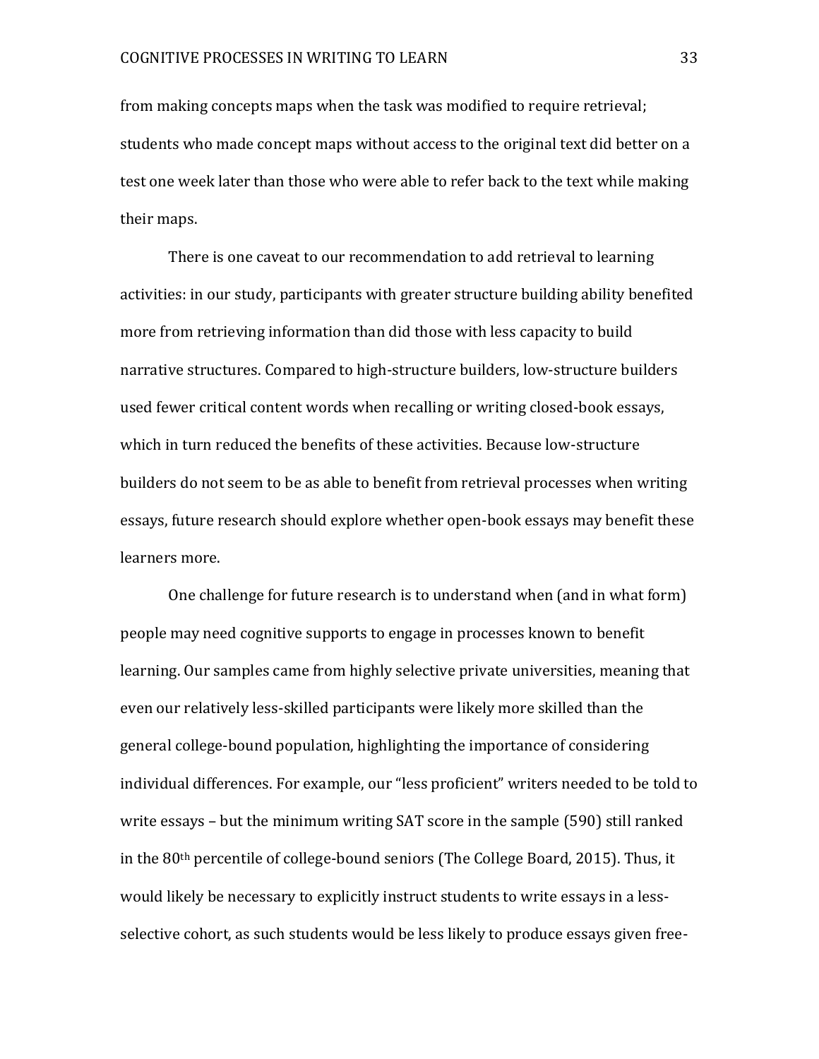from making concepts maps when the task was modified to require retrieval; students who made concept maps without access to the original text did better on a test one week later than those who were able to refer back to the text while making their maps.

There is one caveat to our recommendation to add retrieval to learning activities: in our study, participants with greater structure building ability benefited more from retrieving information than did those with less capacity to build narrative structures. Compared to high-structure builders, low-structure builders used fewer critical content words when recalling or writing closed-book essays, which in turn reduced the benefits of these activities. Because low-structure builders do not seem to be as able to benefit from retrieval processes when writing essays, future research should explore whether open-book essays may benefit these learners more.

One challenge for future research is to understand when (and in what form) people may need cognitive supports to engage in processes known to benefit learning. Our samples came from highly selective private universities, meaning that even our relatively less-skilled participants were likely more skilled than the general college-bound population, highlighting the importance of considering individual differences. For example, our "less proficient" writers needed to be told to write essays – but the minimum writing SAT score in the sample (590) still ranked in the 80th percentile of college-bound seniors (The College Board, 2015). Thus, it would likely be necessary to explicitly instruct students to write essays in a less-selective cohort, as such students would be less likely to produce essays given free-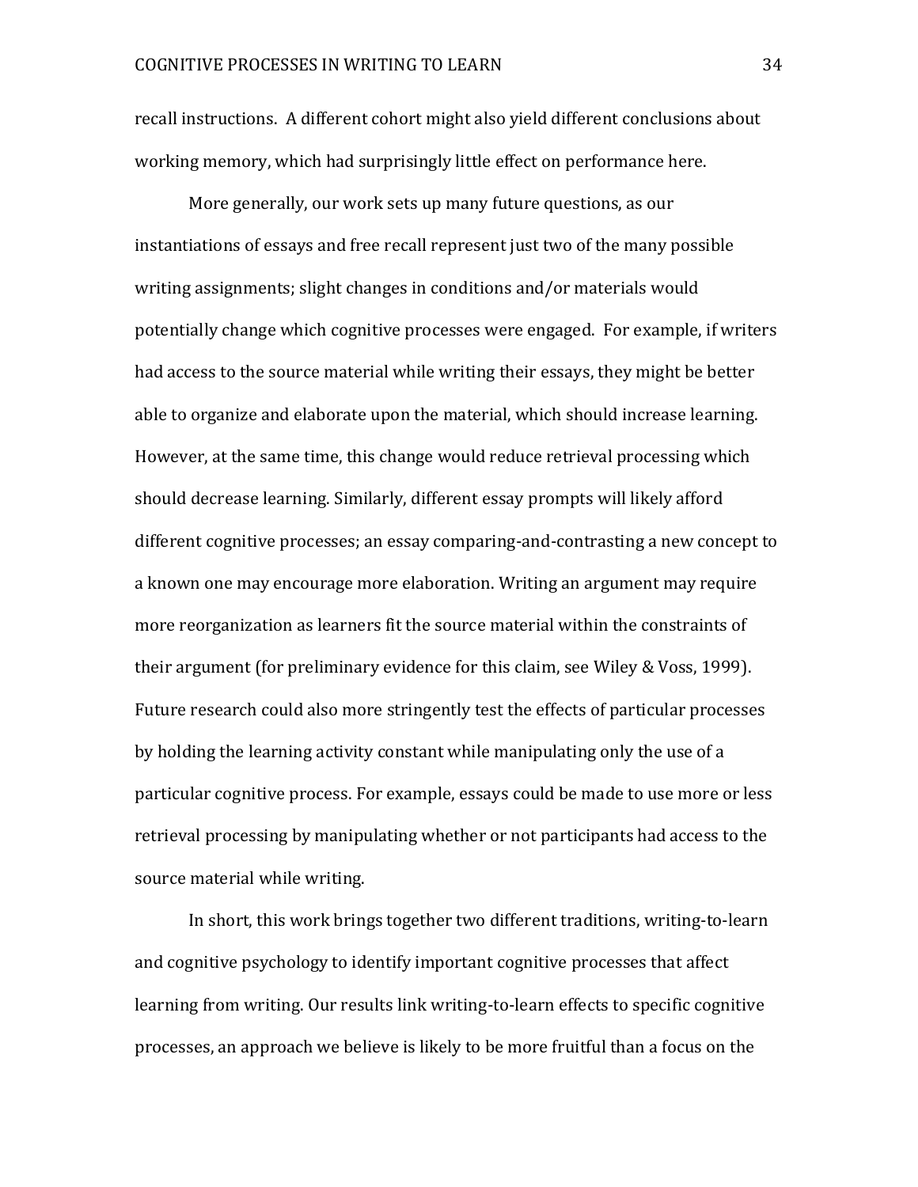recall instructions. A different cohort might also yield different conclusions about working memory, which had surprisingly little effect on performance here.

More generally, our work sets up many future questions, as our instantiations of essays and free recall represent just two of the many possible writing assignments; slight changes in conditions and/or materials would potentially change which cognitive processes were engaged. For example, if writers had access to the source material while writing their essays, they might be better able to organize and elaborate upon the material, which should increase learning. However, at the same time, this change would reduce retrieval processing which should decrease learning. Similarly, different essay prompts will likely afford different cognitive processes; an essay comparing-and-contrasting a new concept to a known one may encourage more elaboration. Writing an argument may require more reorganization as learners fit the source material within the constraints of their argument (for preliminary evidence for this claim, see Wiley & Voss, 1999). Future research could also more stringently test the effects of particular processes by holding the learning activity constant while manipulating only the use of a particular cognitive process. For example, essays could be made to use more or less retrieval processing by manipulating whether or not participants had access to the source material while writing.

In short, this work brings together two different traditions, writing-to-learn and cognitive psychology to identify important cognitive processes that affect learning from writing. Our results link writing-to-learn effects to specific cognitive processes, an approach we believe is likely to be more fruitful than a focus on the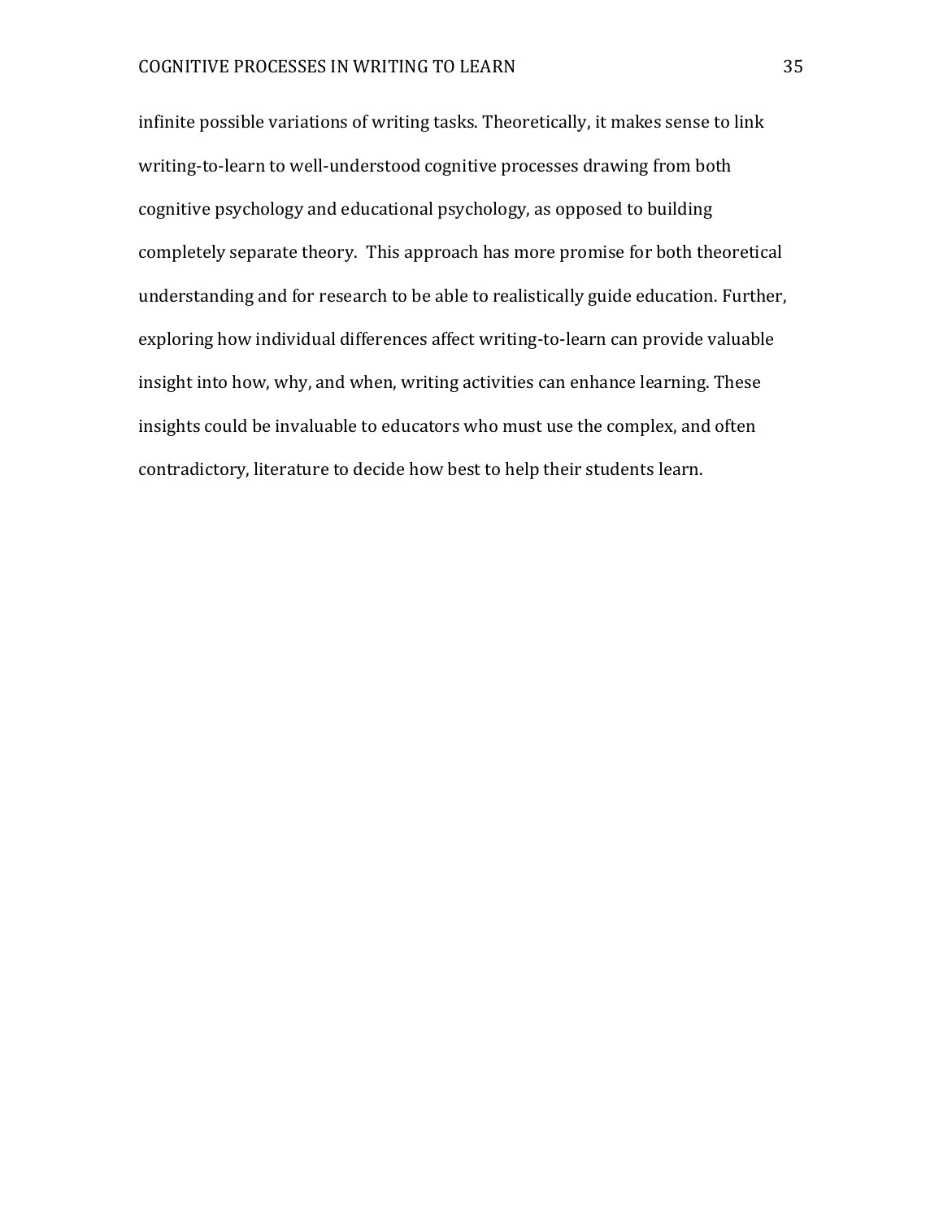infinite possible variations of writing tasks. Theoretically, it makes sense to link writing-to-learn to well-understood cognitive processes drawing from both cognitive psychology and educational psychology, as opposed to building completely separate theory.  This approach has more promise for both theoretical understanding and for research to be able to realistically guide education. Further, exploring how individual differences affect writing-to-learn can provide valuable insight into how, why, and when, writing activities can enhance learning. These insights could be invaluable to educators who must use the complex, and often contradictory, literature to decide how best to help their students learn.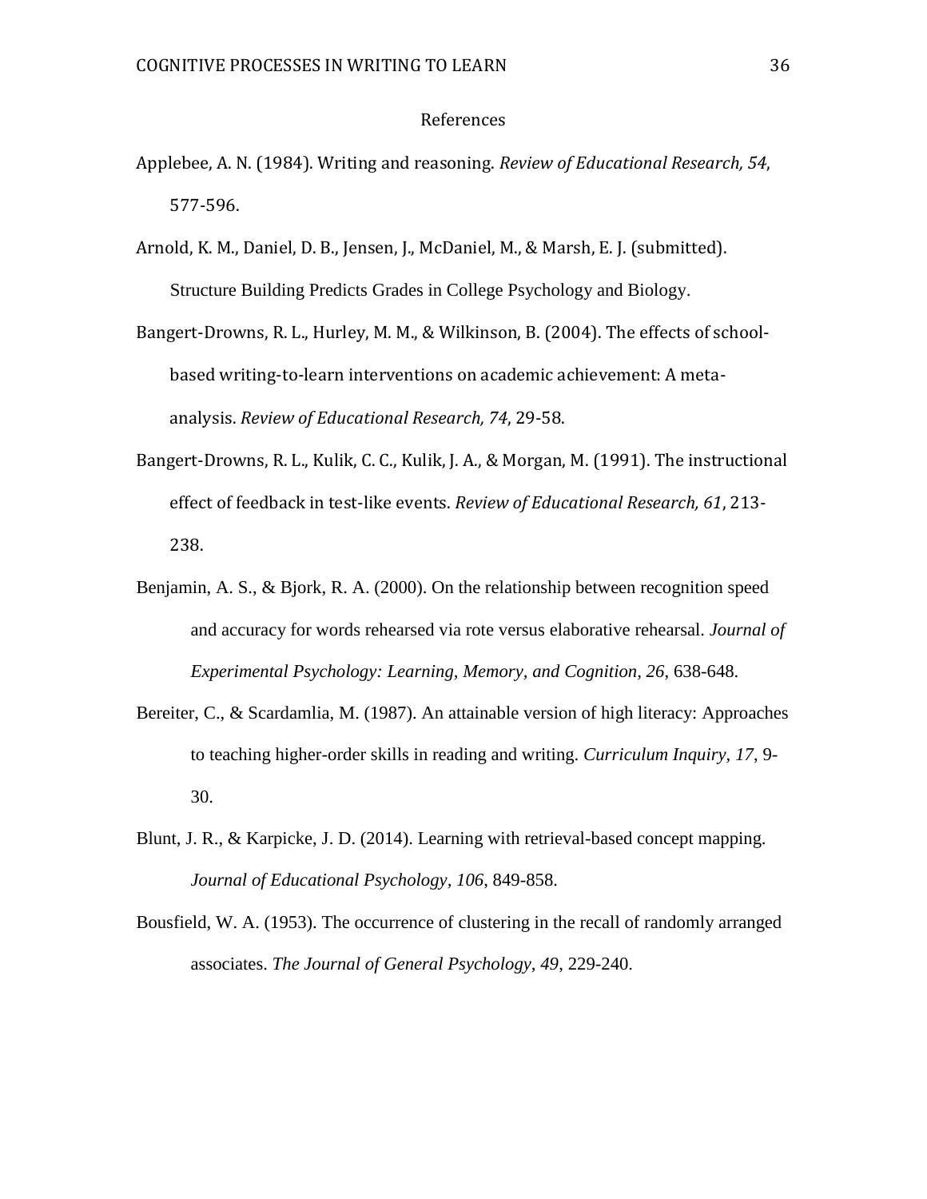# References

Applebee, A. N. (1984). Writing and reasoning. *Review of Educational Research, 54*, 577-596.

Arnold, K. M., Daniel, D. B., Jensen, J., McDaniel, M., & Marsh, E. J. (submitted). Structure Building Predicts Grades in College Psychology and Biology.

Bangert-Drowns, R. L., Hurley, M. M., & Wilkinson, B. (2004). The effects of school-based writing-to-learn interventions on academic achievement: A meta-analysis. *Review of Educational Research, 74*, 29-58.

Bangert-Drowns, R. L., Kulik, C. C., Kulik, J. A., & Morgan, M. (1991). The instructional effect of feedback in test-like events. *Review of Educational Research, 61*, 213-238.

Benjamin, A. S., & Bjork, R. A. (2000). On the relationship between recognition speed and accuracy for words rehearsed via rote versus elaborative rehearsal. *Journal of Experimental Psychology: Learning, Memory, and Cognition, 26*, 638-648.

Bereiter, C., & Scardamlia, M. (1987). An attainable version of high literacy: Approaches to teaching higher-order skills in reading and writing. *Curriculum Inquiry, 17*, 9-30.

Blunt, J. R., & Karpicke, J. D. (2014). Learning with retrieval-based concept mapping. *Journal of Educational Psychology, 106*, 849-858.

Bousfield, W. A. (1953). The occurrence of clustering in the recall of randomly arranged associates. *The Journal of General Psychology, 49*, 229-240.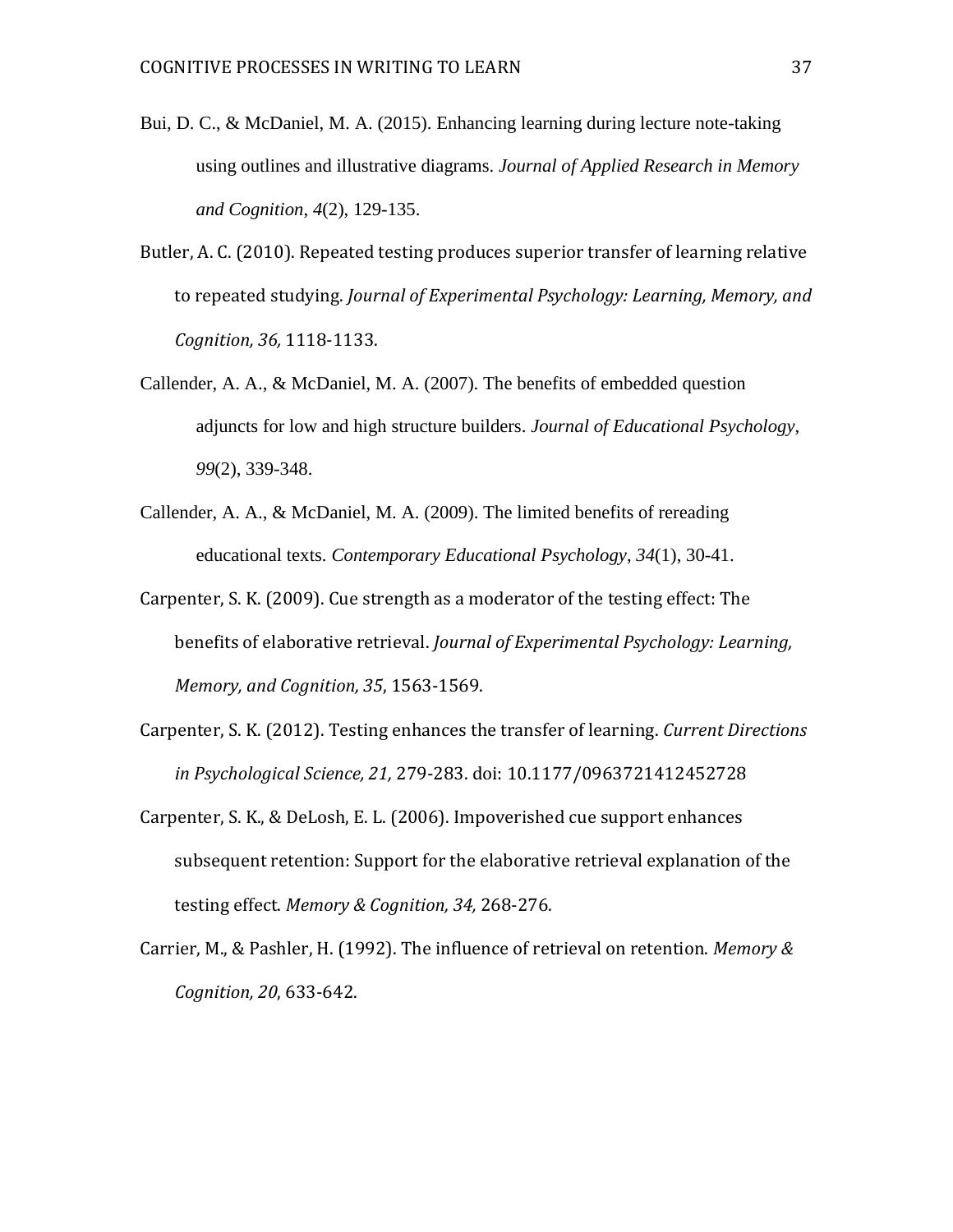Bui, D. C., & McDaniel, M. A. (2015). Enhancing learning during lecture note-taking using outlines and illustrative diagrams. *Journal of Applied Research in Memory and Cognition*, *4*(2), 129-135.

Butler, A. C. (2010). Repeated testing produces superior transfer of learning relative to repeated studying. *Journal of Experimental Psychology: Learning, Memory, and Cognition, 36,* 1118-1133.

Callender, A. A., & McDaniel, M. A. (2007). The benefits of embedded question adjuncts for low and high structure builders. *Journal of Educational Psychology*, *99*(2), 339-348.

Callender, A. A., & McDaniel, M. A. (2009). The limited benefits of rereading educational texts. *Contemporary Educational Psychology*, *34*(1), 30-41.

Carpenter, S. K. (2009). Cue strength as a moderator of the testing effect: The benefits of elaborative retrieval. *Journal of Experimental Psychology: Learning, Memory, and Cognition, 35*, 1563-1569.

Carpenter, S. K. (2012). Testing enhances the transfer of learning. *Current Directions in Psychological Science, 21,* 279-283. doi: 10.1177/0963721412452728

Carpenter, S. K., & DeLosh, E. L. (2006). Impoverished cue support enhances subsequent retention: Support for the elaborative retrieval explanation of the testing effect. *Memory & Cognition, 34,* 268-276.

Carrier, M., & Pashler, H. (1992). The influence of retrieval on retention. *Memory & Cognition, 20*, 633-642.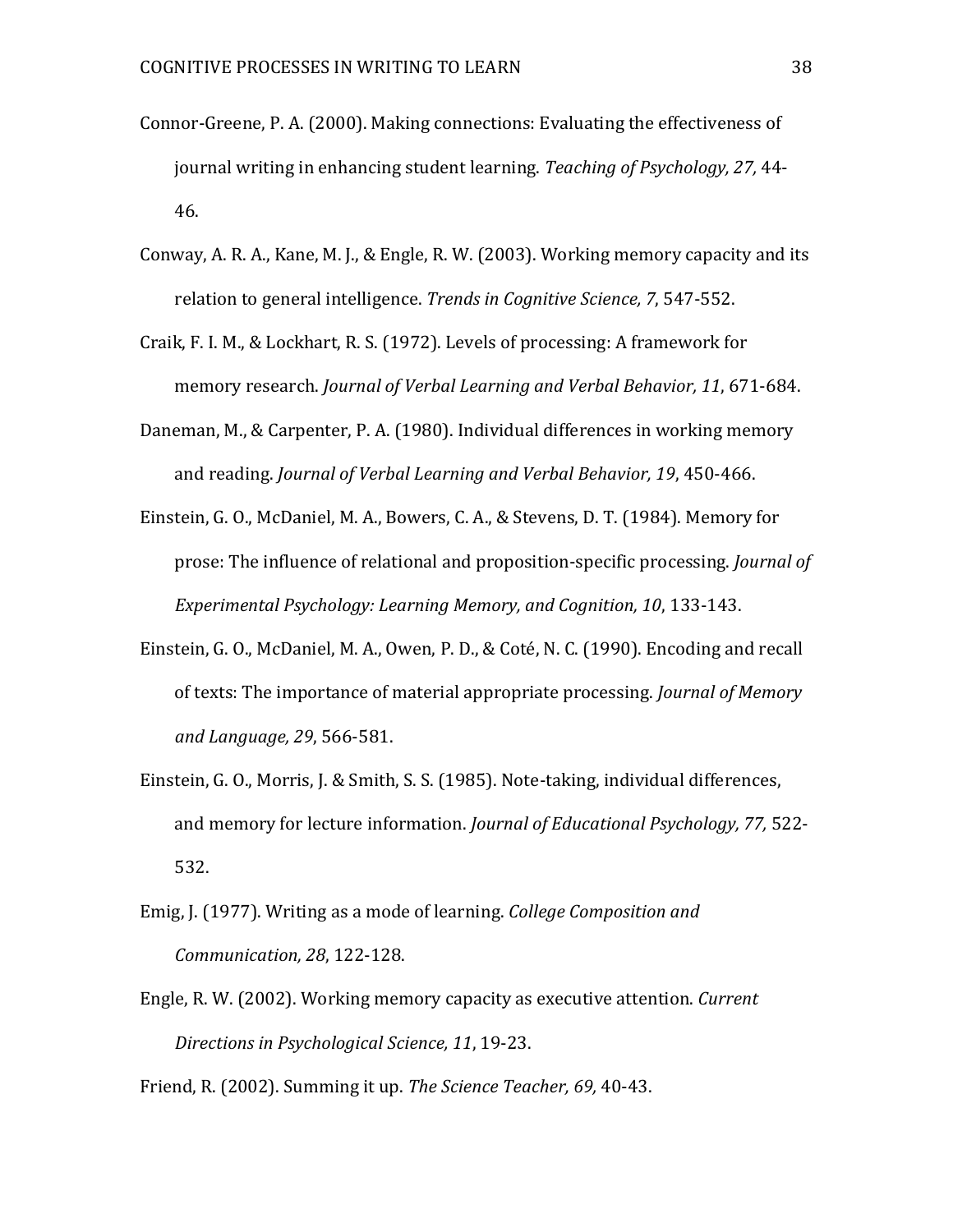Connor-Greene, P. A. (2000). Making connections: Evaluating the effectiveness of journal writing in enhancing student learning. *Teaching of Psychology, 27,* 44-46.

Conway, A. R. A., Kane, M. J., & Engle, R. W. (2003). Working memory capacity and its relation to general intelligence. *Trends in Cognitive Science, 7*, 547-552.

Craik, F. I. M., & Lockhart, R. S. (1972). Levels of processing: A framework for memory research. *Journal of Verbal Learning and Verbal Behavior, 11*, 671-684.

Daneman, M., & Carpenter, P. A. (1980). Individual differences in working memory and reading. *Journal of Verbal Learning and Verbal Behavior, 19*, 450-466.

Einstein, G. O., McDaniel, M. A., Bowers, C. A., & Stevens, D. T. (1984). Memory for prose: The influence of relational and proposition-specific processing. *Journal of Experimental Psychology: Learning Memory, and Cognition, 10*, 133-143.

Einstein, G. O., McDaniel, M. A., Owen, P. D., & Coté, N. C. (1990). Encoding and recall of texts: The importance of material appropriate processing. *Journal of Memory and Language, 29*, 566-581.

Einstein, G. O., Morris, J. & Smith, S. S. (1985). Note-taking, individual differences, and memory for lecture information. *Journal of Educational Psychology, 77,* 522-532.

Emig, J. (1977). Writing as a mode of learning. *College Composition and Communication, 28*, 122-128.

Engle, R. W. (2002). Working memory capacity as executive attention. *Current Directions in Psychological Science, 11*, 19-23.

Friend, R. (2002). Summing it up. *The Science Teacher, 69,* 40-43.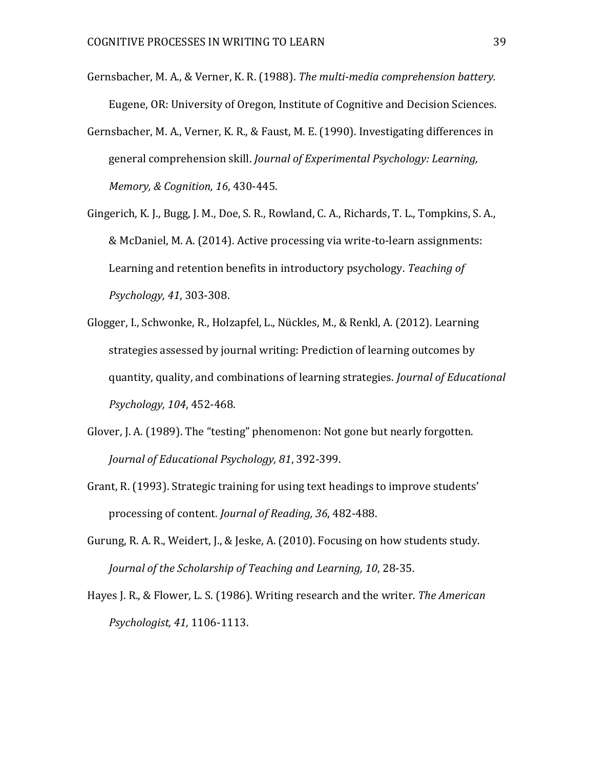Gernsbacher, M. A., & Verner, K. R. (1988). *The multi-media comprehension battery.* Eugene, OR: University of Oregon, Institute of Cognitive and Decision Sciences.

Gernsbacher, M. A., Verner, K. R., & Faust, M. E. (1990). Investigating differences in general comprehension skill. *Journal of Experimental Psychology: Learning, Memory, & Cognition, 16*, 430-445.

Gingerich, K. J., Bugg, J. M., Doe, S. R., Rowland, C. A., Richards, T. L., Tompkins, S. A., & McDaniel, M. A. (2014). Active processing via write-to-learn assignments: Learning and retention benefits in introductory psychology. *Teaching of Psychology, 41*, 303-308.

Glogger, I., Schwonke, R., Holzapfel, L., Nückles, M., & Renkl, A. (2012). Learning strategies assessed by journal writing: Prediction of learning outcomes by quantity, quality, and combinations of learning strategies. *Journal of Educational Psychology, 104*, 452-468.

Glover, J. A. (1989). The "testing" phenomenon: Not gone but nearly forgotten. *Journal of Educational Psychology, 81*, 392-399.

Grant, R. (1993). Strategic training for using text headings to improve students' processing of content. *Journal of Reading, 36*, 482-488.

Gurung, R. A. R., Weidert, J., & Jeske, A. (2010). Focusing on how students study. *Journal of the Scholarship of Teaching and Learning, 10*, 28-35.

Hayes J. R., & Flower, L. S. (1986). Writing research and the writer. *The American Psychologist, 41,* 1106-1113.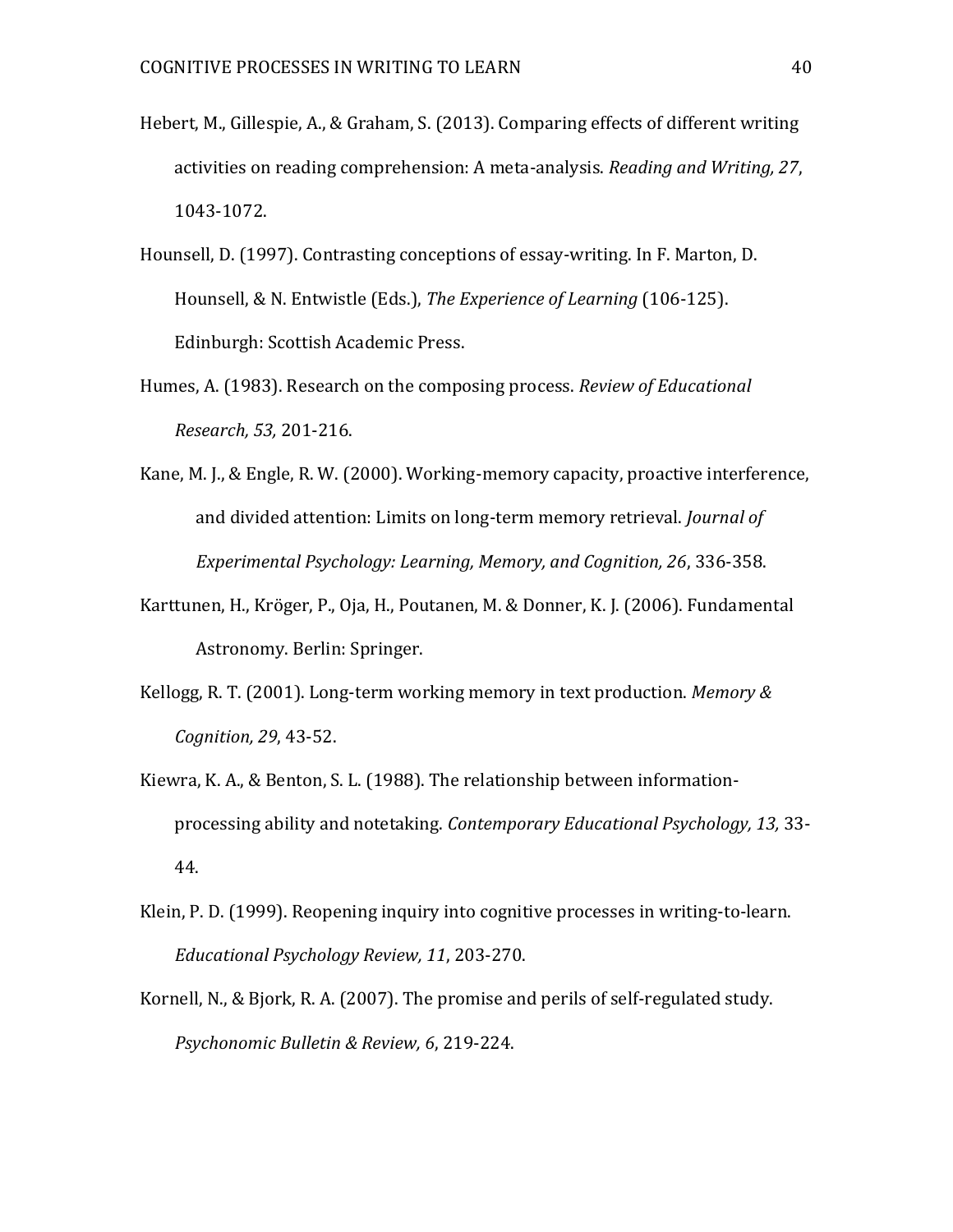Hebert, M., Gillespie, A., & Graham, S. (2013). Comparing effects of different writing activities on reading comprehension: A meta-analysis. *Reading and Writing, 27*, 1043-1072.

Hounsell, D. (1997). Contrasting conceptions of essay-writing. In F. Marton, D. Hounsell, & N. Entwistle (Eds.), *The Experience of Learning* (106-125). Edinburgh: Scottish Academic Press.

Humes, A. (1983). Research on the composing process. *Review of Educational Research, 53,* 201-216.

Kane, M. J., & Engle, R. W. (2000). Working-memory capacity, proactive interference, and divided attention: Limits on long-term memory retrieval. *Journal of Experimental Psychology: Learning, Memory, and Cognition, 26*, 336-358.

Karttunen, H., Kröger, P., Oja, H., Poutanen, M. & Donner, K. J. (2006). Fundamental Astronomy. Berlin: Springer.

Kellogg, R. T. (2001). Long-term working memory in text production. *Memory & Cognition, 29*, 43-52.

Kiewra, K. A., & Benton, S. L. (1988). The relationship between information-processing ability and notetaking. *Contemporary Educational Psychology, 13,* 33-44.

Klein, P. D. (1999). Reopening inquiry into cognitive processes in writing-to-learn. *Educational Psychology Review, 11*, 203-270.

Kornell, N., & Bjork, R. A. (2007). The promise and perils of self-regulated study. *Psychonomic Bulletin & Review, 6*, 219-224.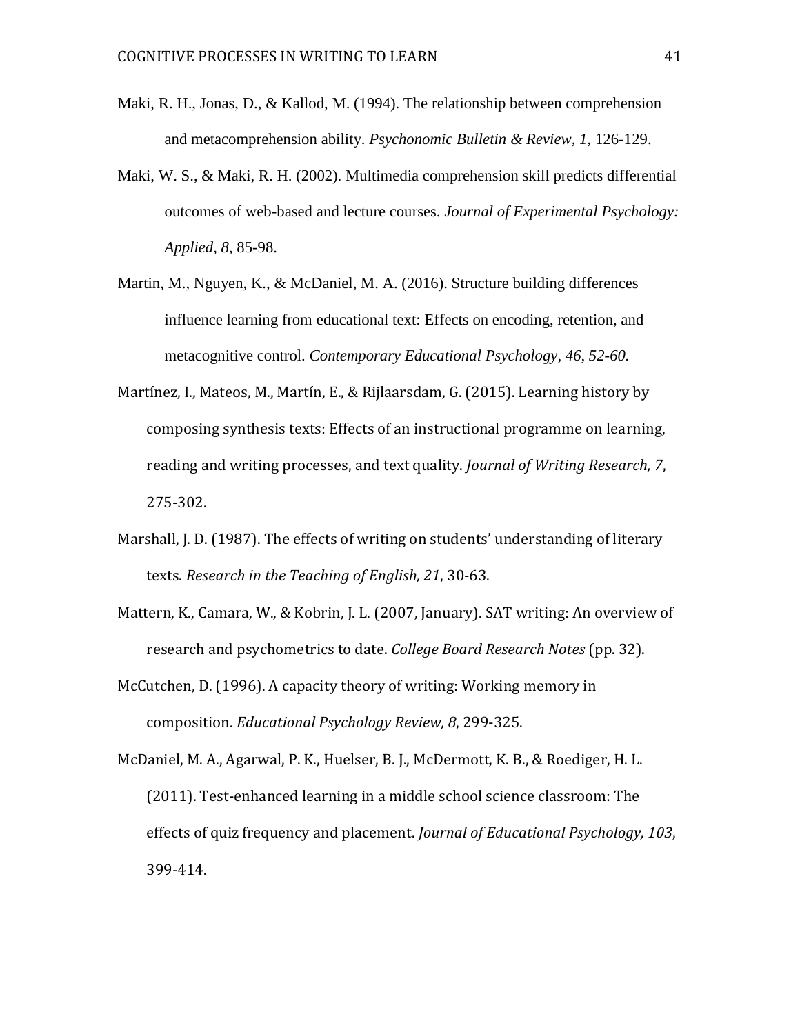Maki, R. H., Jonas, D., & Kallod, M. (1994). The relationship between comprehension and metacomprehension ability. *Psychonomic Bulletin & Review*, *1*, 126-129.

Maki, W. S., & Maki, R. H. (2002). Multimedia comprehension skill predicts differential outcomes of web-based and lecture courses. *Journal of Experimental Psychology: Applied*, *8*, 85-98.

Martin, M., Nguyen, K., & McDaniel, M. A. (2016). Structure building differences influence learning from educational text: Effects on encoding, retention, and metacognitive control. *Contemporary Educational Psychology*, *46*, *52-60*.

Martínez, I., Mateos, M., Martín, E., & Rijlaarsdam, G. (2015). Learning history by composing synthesis texts: Effects of an instructional programme on learning, reading and writing processes, and text quality. *Journal of Writing Research, 7*, 275-302.

Marshall, J. D. (1987). The effects of writing on students' understanding of literary texts. *Research in the Teaching of English, 21*, 30-63.

Mattern, K., Camara, W., & Kobrin, J. L. (2007, January). SAT writing: An overview of research and psychometrics to date. *College Board Research Notes* (pp. 32).

McCutchen, D. (1996). A capacity theory of writing: Working memory in composition. *Educational Psychology Review, 8*, 299-325.

McDaniel, M. A., Agarwal, P. K., Huelser, B. J., McDermott, K. B., & Roediger, H. L. (2011). Test-enhanced learning in a middle school science classroom: The effects of quiz frequency and placement. *Journal of Educational Psychology, 103*, 399-414.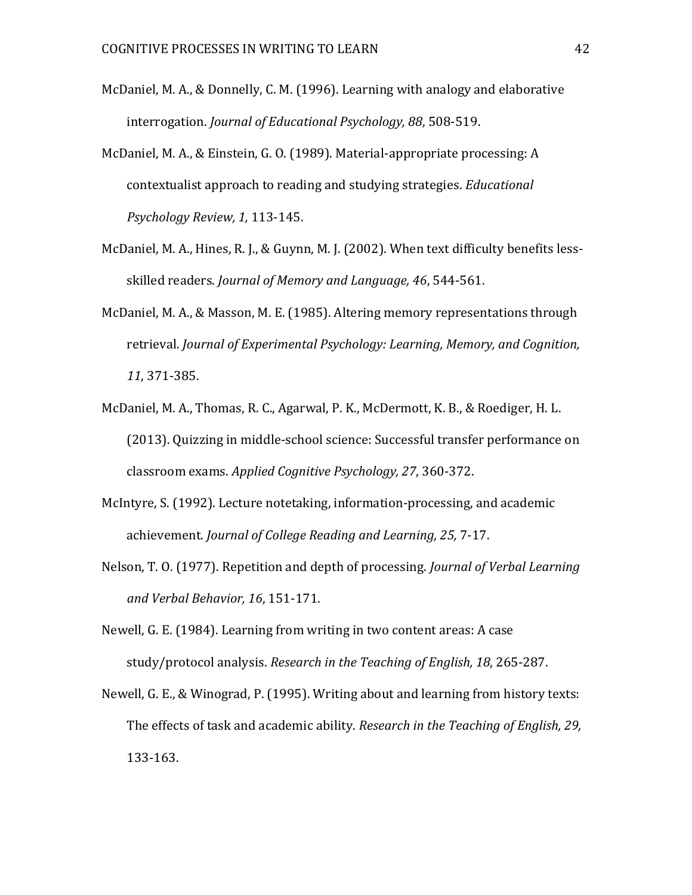McDaniel, M. A., & Donnelly, C. M. (1996). Learning with analogy and elaborative interrogation. *Journal of Educational Psychology, 88*, 508-519.

McDaniel, M. A., & Einstein, G. O. (1989). Material-appropriate processing: A contextualist approach to reading and studying strategies. *Educational Psychology Review, 1,* 113-145.

McDaniel, M. A., Hines, R. J., & Guynn, M. J. (2002). When text difficulty benefits less-skilled readers. *Journal of Memory and Language, 46*, 544-561.

McDaniel, M. A., & Masson, M. E. (1985). Altering memory representations through retrieval. *Journal of Experimental Psychology: Learning, Memory, and Cognition, 11*, 371-385.

McDaniel, M. A., Thomas, R. C., Agarwal, P. K., McDermott, K. B., & Roediger, H. L. (2013). Quizzing in middle-school science: Successful transfer performance on classroom exams. *Applied Cognitive Psychology, 27*, 360-372.

McIntyre, S. (1992). Lecture notetaking, information-processing, and academic achievement. *Journal of College Reading and Learning, 25,* 7-17.

Nelson, T. O. (1977). Repetition and depth of processing. *Journal of Verbal Learning and Verbal Behavior, 16*, 151-171.

Newell, G. E. (1984). Learning from writing in two content areas: A case study/protocol analysis. *Research in the Teaching of English, 18*, 265-287.

Newell, G. E., & Winograd, P. (1995). Writing about and learning from history texts: The effects of task and academic ability. *Research in the Teaching of English, 29,* 133-163.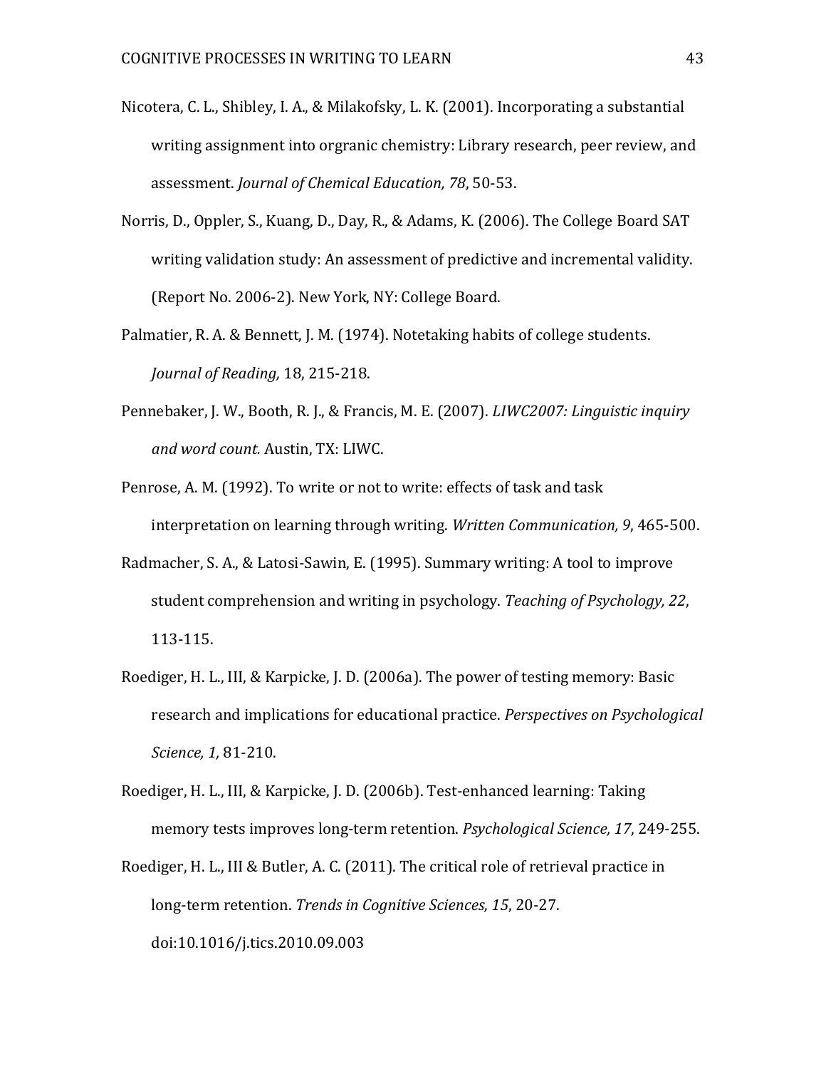Nicotera, C. L., Shibley, I. A., & Milakofsky, L. K. (2001). Incorporating a substantial writing assignment into orgranic chemistry: Library research, peer review, and assessment. *Journal of Chemical Education, 78*, 50-53.

Norris, D., Oppler, S., Kuang, D., Day, R., & Adams, K. (2006). The College Board SAT writing validation study: An assessment of predictive and incremental validity. (Report No. 2006-2). New York, NY: College Board.

Palmatier, R. A. & Bennett, J. M. (1974). Notetaking habits of college students. *Journal of Reading,* 18, 215-218.

Pennebaker, J. W., Booth, R. J., & Francis, M. E. (2007). *LIWC2007: Linguistic inquiry and word count.* Austin, TX: LIWC.

Penrose, A. M. (1992). To write or not to write: effects of task and task interpretation on learning through writing. *Written Communication, 9*, 465-500.

Radmacher, S. A., & Latosi-Sawin, E. (1995). Summary writing: A tool to improve student comprehension and writing in psychology. *Teaching of Psychology, 22*, 113-115.

Roediger, H. L., III, & Karpicke, J. D. (2006a). The power of testing memory: Basic research and implications for educational practice. *Perspectives on Psychological Science, 1,* 81-210.

Roediger, H. L., III, & Karpicke, J. D. (2006b). Test-enhanced learning: Taking memory tests improves long-term retention. *Psychological Science, 17*, 249-255.

Roediger, H. L., III & Butler, A. C. (2011). The critical role of retrieval practice in long-term retention. *Trends in Cognitive Sciences, 15*, 20-27. doi:10.1016/j.tics.2010.09.003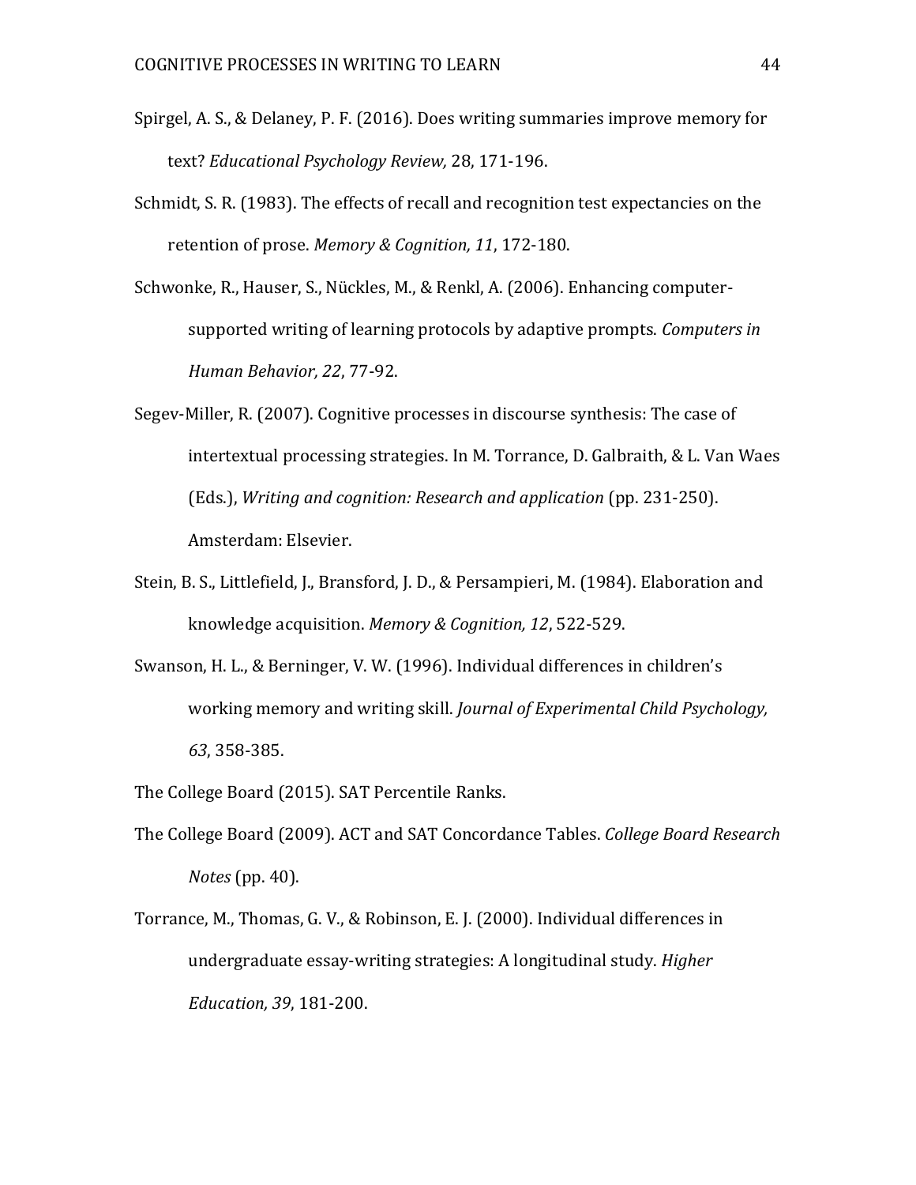Spirgel, A. S., & Delaney, P. F. (2016). Does writing summaries improve memory for text? *Educational Psychology Review,* 28, 171-196.

Schmidt, S. R. (1983). The effects of recall and recognition test expectancies on the retention of prose. *Memory & Cognition, 11*, 172-180.

Schwonke, R., Hauser, S., Nückles, M., & Renkl, A. (2006). Enhancing computer-supported writing of learning protocols by adaptive prompts. *Computers in Human Behavior, 22*, 77-92.

Segev-Miller, R. (2007). Cognitive processes in discourse synthesis: The case of intertextual processing strategies. In M. Torrance, D. Galbraith, & L. Van Waes (Eds.), *Writing and cognition: Research and application* (pp. 231-250). Amsterdam: Elsevier.

Stein, B. S., Littlefield, J., Bransford, J. D., & Persampieri, M. (1984). Elaboration and knowledge acquisition. *Memory & Cognition, 12*, 522-529.

Swanson, H. L., & Berninger, V. W. (1996). Individual differences in children's working memory and writing skill. *Journal of Experimental Child Psychology, 63*, 358-385.

The College Board (2015). SAT Percentile Ranks.

The College Board (2009). ACT and SAT Concordance Tables. *College Board Research Notes* (pp. 40).

Torrance, M., Thomas, G. V., & Robinson, E. J. (2000). Individual differences in undergraduate essay-writing strategies: A longitudinal study. *Higher Education, 39*, 181-200.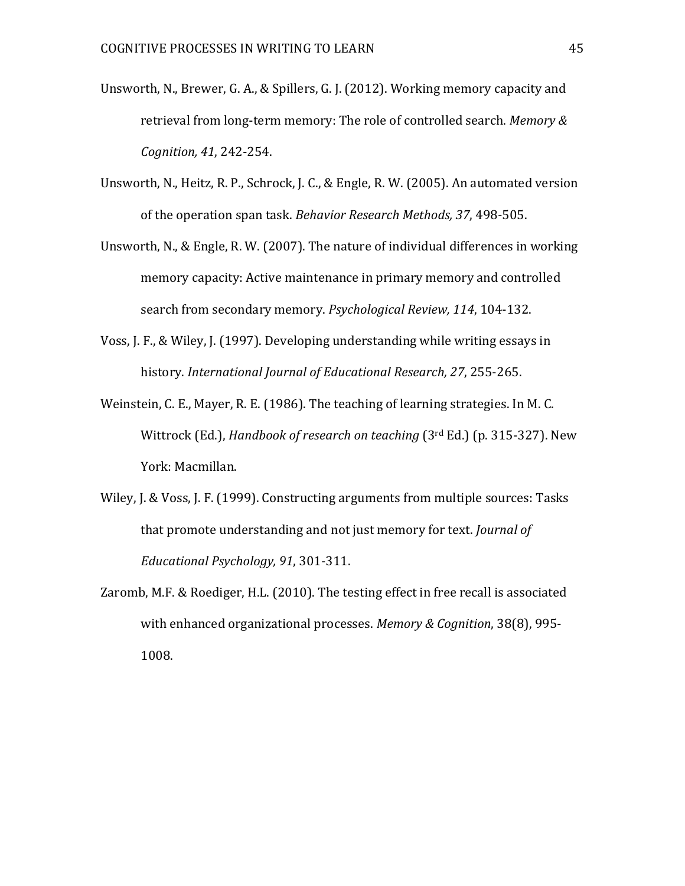Unsworth, N., Brewer, G. A., & Spillers, G. J. (2012). Working memory capacity and retrieval from long-term memory: The role of controlled search. *Memory & Cognition, 41*, 242-254.

Unsworth, N., Heitz, R. P., Schrock, J. C., & Engle, R. W. (2005). An automated version of the operation span task. *Behavior Research Methods, 37*, 498-505.

Unsworth, N., & Engle, R. W. (2007). The nature of individual differences in working memory capacity: Active maintenance in primary memory and controlled search from secondary memory. *Psychological Review, 114*, 104-132.

Voss, J. F., & Wiley, J. (1997). Developing understanding while writing essays in history. *International Journal of Educational Research, 27*, 255-265.

Weinstein, C. E., Mayer, R. E. (1986). The teaching of learning strategies. In M. C. Wittrock (Ed.), *Handbook of research on teaching* (3rd Ed.) (p. 315-327). New York: Macmillan.

Wiley, J. & Voss, J. F. (1999). Constructing arguments from multiple sources: Tasks that promote understanding and not just memory for text. *Journal of Educational Psychology, 91*, 301-311.

Zaromb, M.F. & Roediger, H.L. (2010). The testing effect in free recall is associated with enhanced organizational processes. *Memory & Cognition*, 38(8), 995-1008.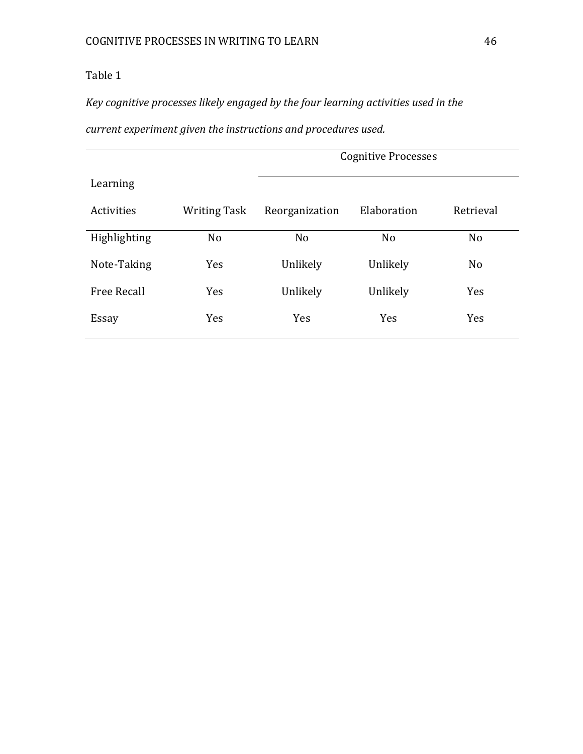Table 1

*Key cognitive processes likely engaged by the four learning activities used in the current experiment given the instructions and procedures used.*

| Learning Activities | Writing Task | Cognitive Processes | | |
|---|---|---|---|---|
| | | Reorganization | Elaboration | Retrieval |
| Highlighting | No | No | No | No |
| Note-Taking | Yes | Unlikely | Unlikely | No |
| Free Recall | Yes | Unlikely | Unlikely | Yes |
| Essay | Yes | Yes | Yes | Yes |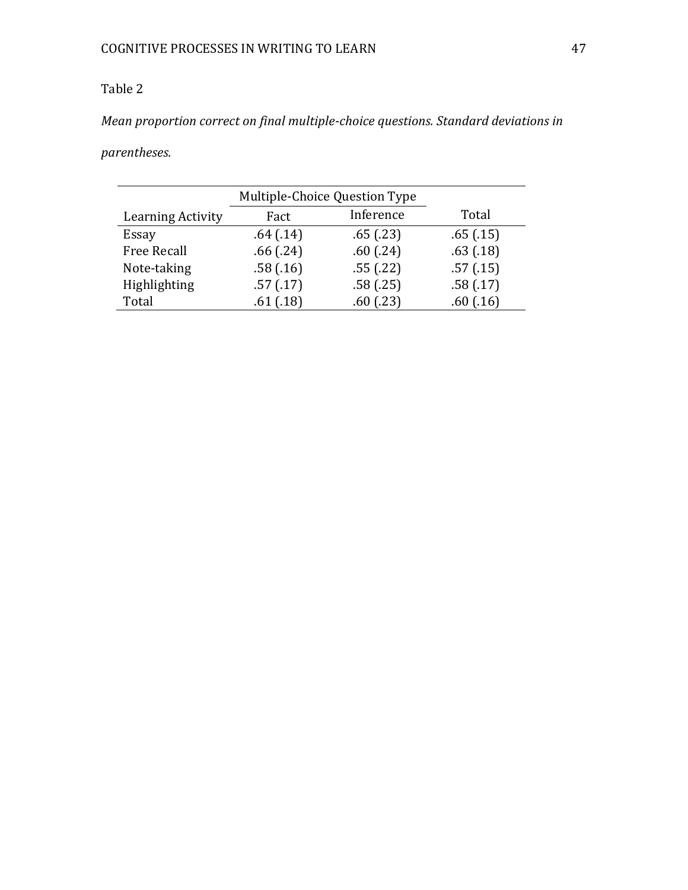Table 2

*Mean proportion correct on final multiple-choice questions. Standard deviations in parentheses.*

| | Multiple-Choice Question Type | | |
|---|---|---|---|
| Learning Activity | Fact | Inference | Total |
| Essay | .64 (.14) | .65 (.23) | .65 (.15) |
| Free Recall | .66 (.24) | .60 (.24) | .63 (.18) |
| Note-taking | .58 (.16) | .55 (.22) | .57 (.15) |
| Highlighting | .57 (.17) | .58 (.25) | .58 (.17) |
| Total | .61 (.18) | .60 (.23) | .60 (.16) |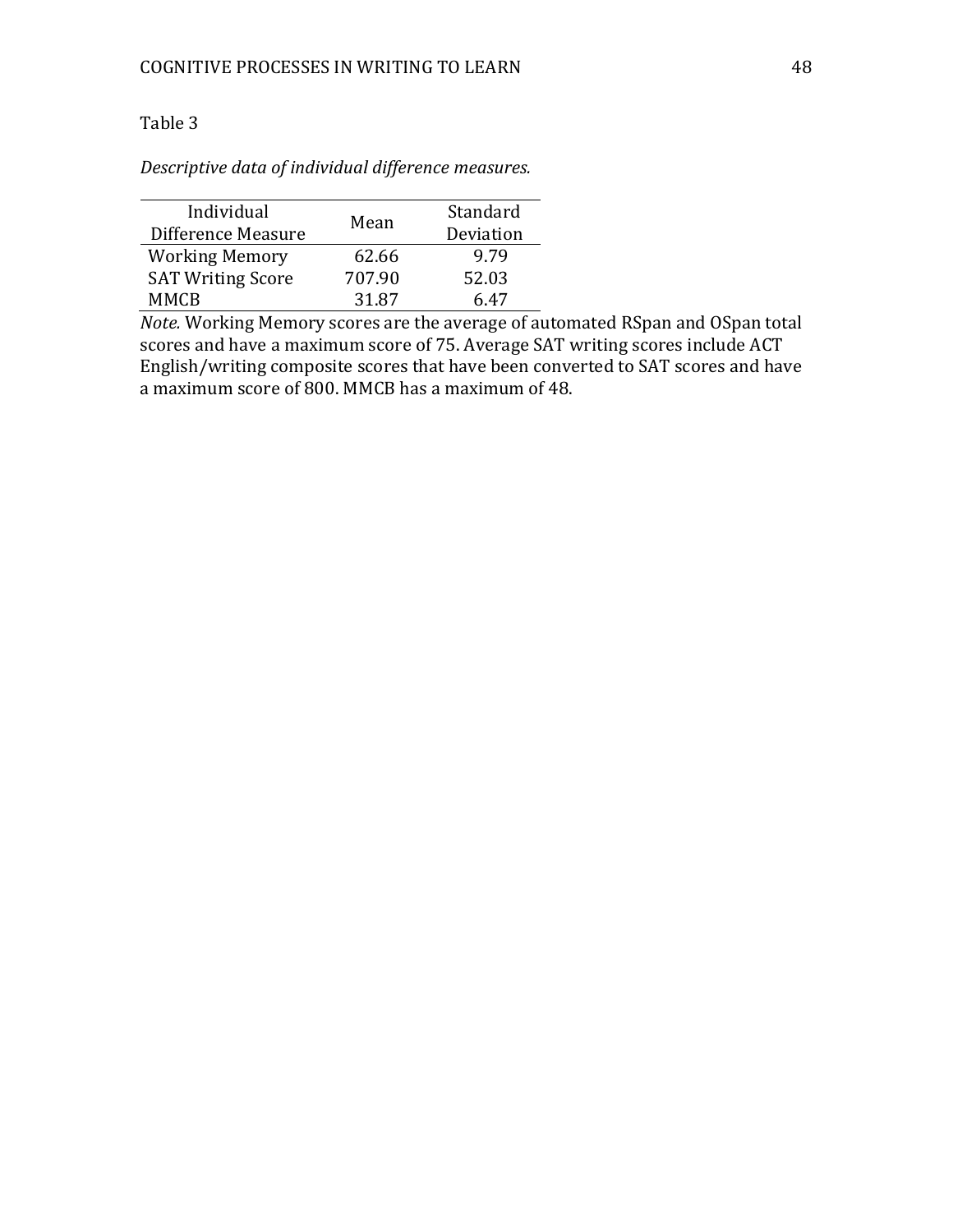Table 3

*Descriptive data of individual difference measures.*

| Individual Difference Measure | Mean | Standard Deviation |
|---|---|---|
| Working Memory | 62.66 | 9.79 |
| SAT Writing Score | 707.90 | 52.03 |
| MMCB | 31.87 | 6.47 |

*Note.* Working Memory scores are the average of automated RSpan and OSpan total scores and have a maximum score of 75. Average SAT writing scores include ACT English/writing composite scores that have been converted to SAT scores and have a maximum score of 800. MMCB has a maximum of 48.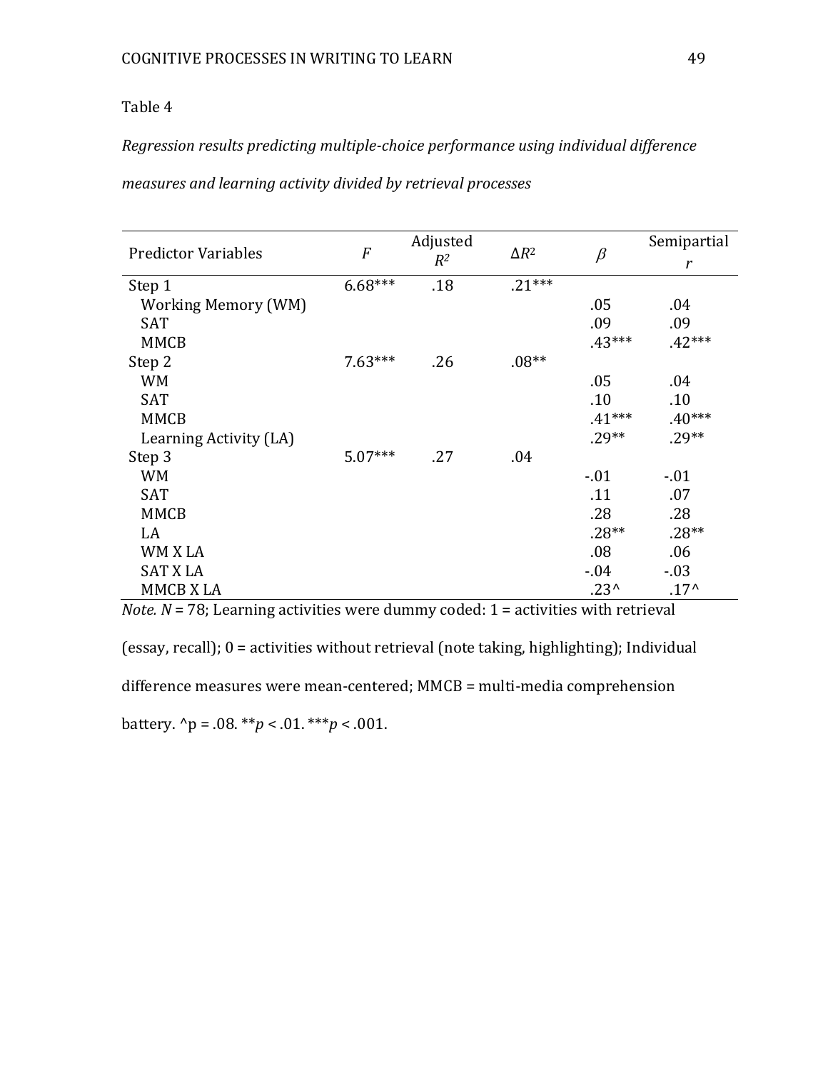Table 4

*Regression results predicting multiple-choice performance using individual difference measures and learning activity divided by retrieval processes*

| Predictor Variables | $F$ | Adjusted $R^2$ | $\Delta R^2$ | $\beta$ | Semipartial $r$ |
|---|---|---|---|---|---|
| Step 1 | 6.68*** | .18 | .21*** | | |
| Working Memory (WM) | | | | .05 | .04 |
| SAT | | | | .09 | .09 |
| MMCB | | | | .43*** | .42*** |
| Step 2 | 7.63*** | .26 | .08** | | |
| WM | | | | .05 | .04 |
| SAT | | | | .10 | .10 |
| MMCB | | | | .41*** | .40*** |
| Learning Activity (LA) | | | | .29** | .29** |
| Step 3 | 5.07*** | .27 | .04 | | |
| WM | | | | -.01 | -.01 |
| SAT | | | | .11 | .07 |
| MMCB | | | | .28 | .28 |
| LA | | | | .28** | .28** |
| WM X LA | | | | .08 | .06 |
| SAT X LA | | | | -.04 | -.03 |
| MMCB X LA | | | | .23^ | .17^ |

*Note.* $N$ = 78; Learning activities were dummy coded: 1 = activities with retrieval (essay, recall); 0 = activities without retrieval (note taking, highlighting); Individual difference measures were mean-centered; MMCB = multi-media comprehension battery. ^p = .08. **$p$ < .01. ***$p$ < .001.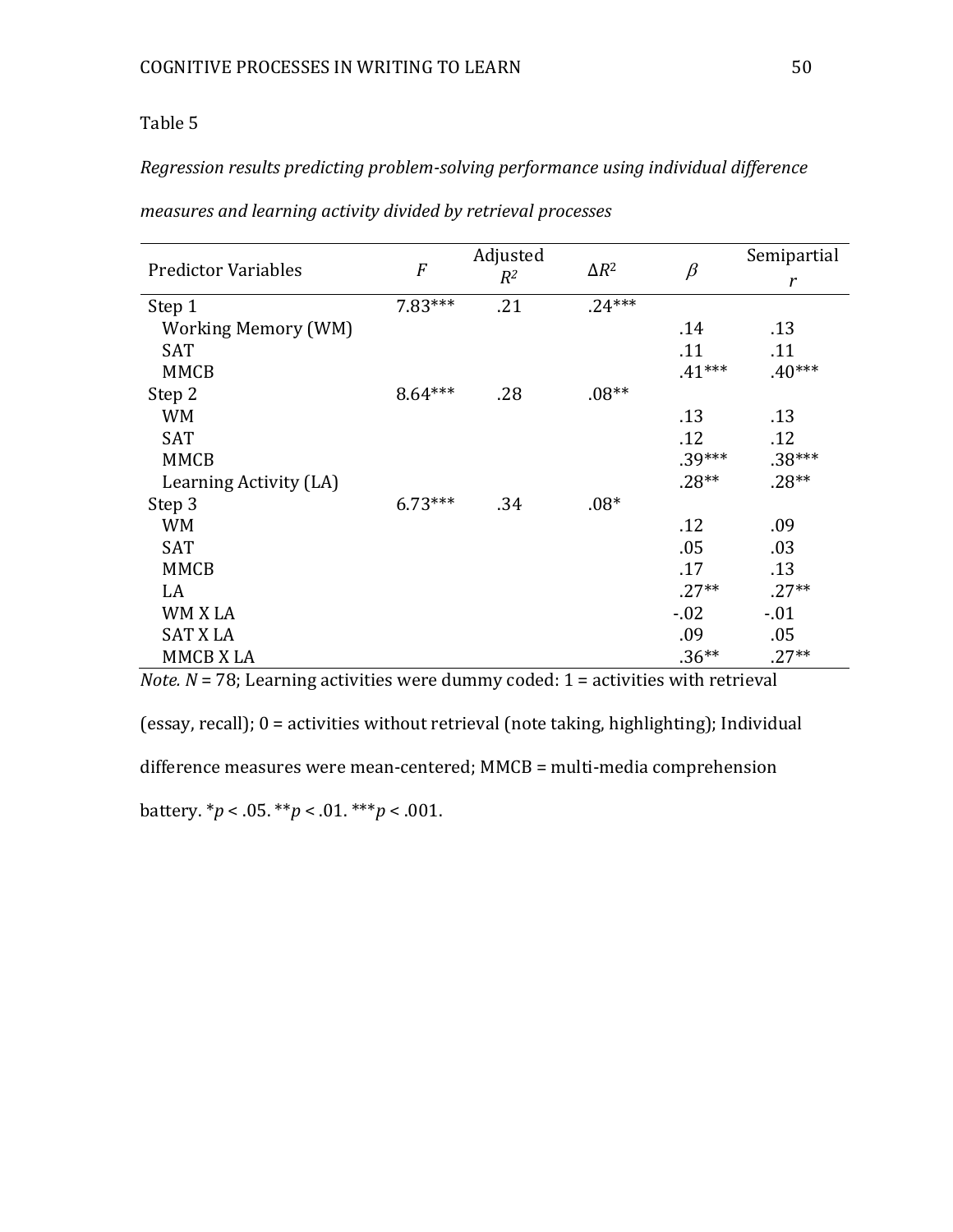Table 5

*Regression results predicting problem-solving performance using individual difference measures and learning activity divided by retrieval processes*

| Predictor Variables | *F* | Adjusted $R^2$ | $\Delta R^2$ | $\beta$ | Semipartial *r* |
|---|---|---|---|---|---|
| Step 1 | 7.83*** | .21 | .24*** | | |
| Working Memory (WM) | | | | .14 | .13 |
| SAT | | | | .11 | .11 |
| MMCB | | | | .41*** | .40*** |
| Step 2 | 8.64*** | .28 | .08** | | |
| WM | | | | .13 | .13 |
| SAT | | | | .12 | .12 |
| MMCB | | | | .39*** | .38*** |
| Learning Activity (LA) | | | | .28** | .28** |
| Step 3 | 6.73*** | .34 | .08* | | |
| WM | | | | .12 | .09 |
| SAT | | | | .05 | .03 |
| MMCB | | | | .17 | .13 |
| LA | | | | .27** | .27** |
| WM X LA | | | | -.02 | -.01 |
| SAT X LA | | | | .09 | .05 |
| MMCB X LA | | | | .36** | .27** |

*Note.* *N* = 78; Learning activities were dummy coded: 1 = activities with retrieval (essay, recall); 0 = activities without retrieval (note taking, highlighting); Individual difference measures were mean-centered; MMCB = multi-media comprehension battery. \**p* < .05. \*\**p* < .01. \*\*\**p* < .001.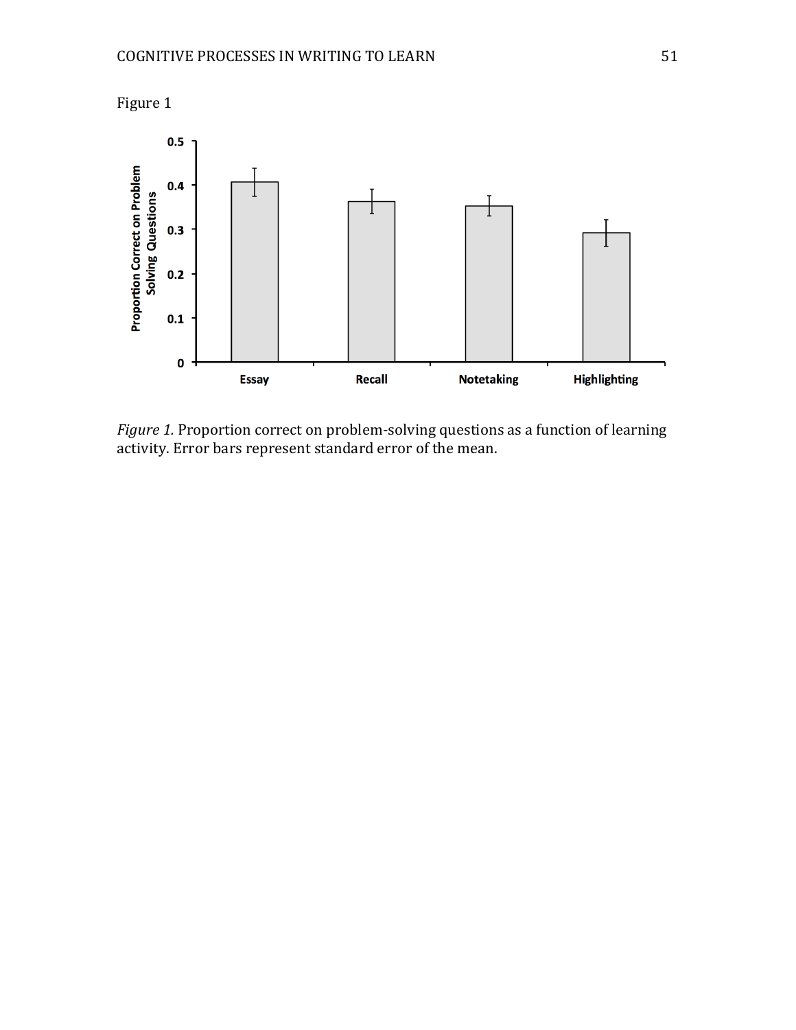Figure 1

*Figure 1.* Proportion correct on problem-solving questions as a function of learning activity. Error bars represent standard error of the mean.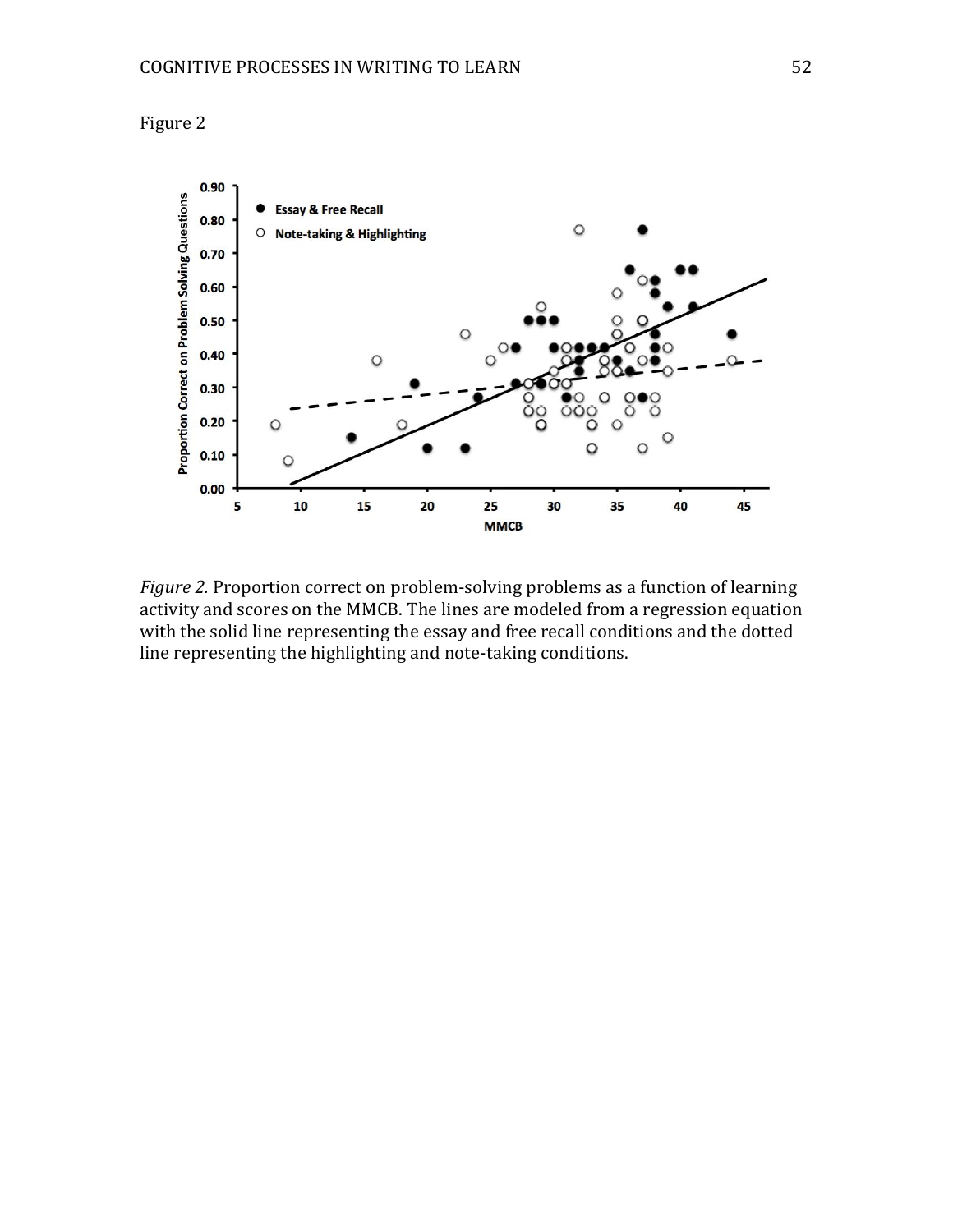Figure 2

*Figure 2.* Proportion correct on problem-solving problems as a function of learning activity and scores on the MMCB. The lines are modeled from a regression equation with the solid line representing the essay and free recall conditions and the dotted line representing the highlighting and note-taking conditions.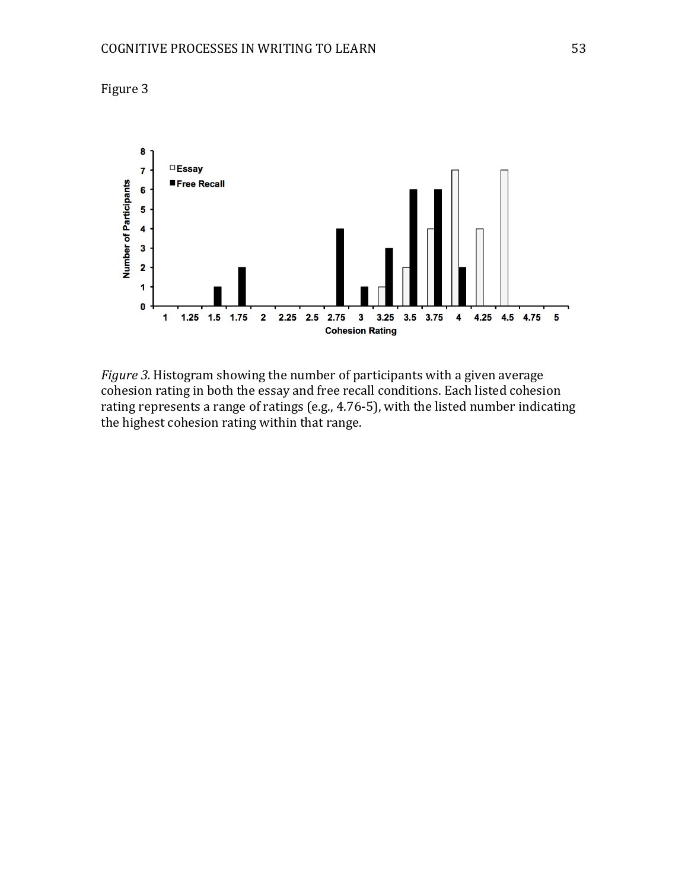Figure 3

Essay
Free Recall

Number of Participants

8
7
6
5
4
3
2
1
0

1 1.25 1.5 1.75 2 2.25 2.5 2.75 3 3.25 3.5 3.75 4 4.25 4.5 4.75 5

Cohesion Rating

*Figure 3.* Histogram showing the number of participants with a given average cohesion rating in both the essay and free recall conditions. Each listed cohesion rating represents a range of ratings (e.g., 4.76-5), with the listed number indicating the highest cohesion rating within that range.